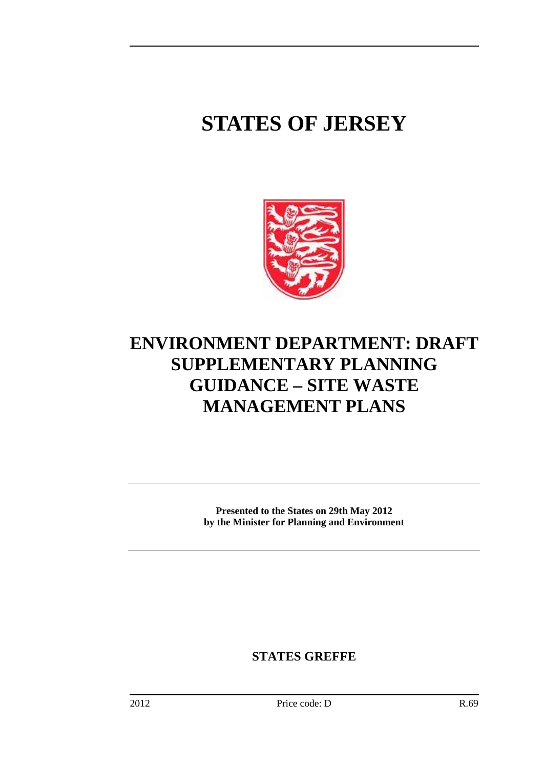# STATES OF JERSEY

# ENVIRONMENT DEPARTMENT: DRAFT SUPPLEMENTARY PLANNING GUIDANCE – SITE WASTE MANAGEMENT PLANS

**Presented to the States on 29th May 2012**
**by the Minister for Planning and Environment**

**STATES GREFFE**

2012 Price code: D R.69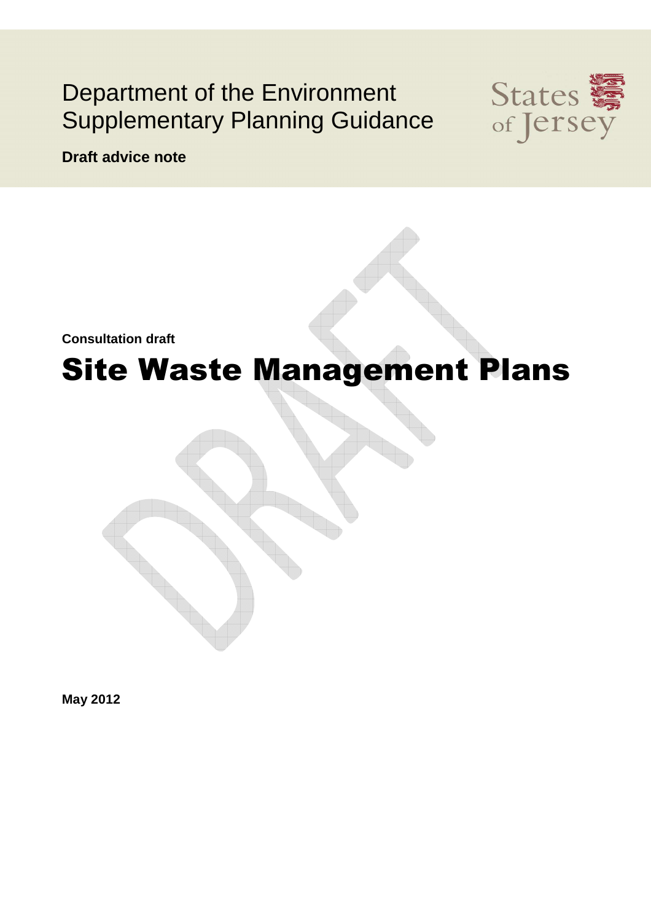Department of the Environment
Supplementary Planning Guidance

**Draft advice note**

**Consultation draft**

# Site Waste Management Plans

**May 2012**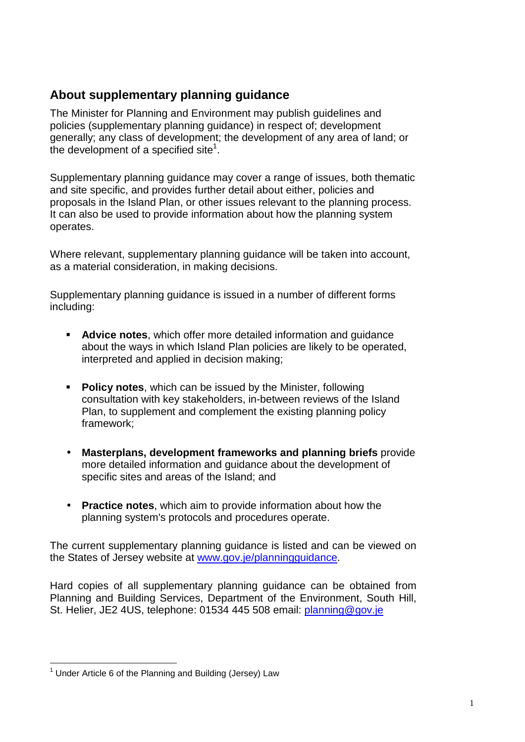## About supplementary planning guidance

The Minister for Planning and Environment may publish guidelines and policies (supplementary planning guidance) in respect of; development generally; any class of development; the development of any area of land; or the development of a specified site[1].

Supplementary planning guidance may cover a range of issues, both thematic and site specific, and provides further detail about either, policies and proposals in the Island Plan, or other issues relevant to the planning process. It can also be used to provide information about how the planning system operates.

Where relevant, supplementary planning guidance will be taken into account, as a material consideration, in making decisions.

Supplementary planning guidance is issued in a number of different forms including:

- **Advice notes**, which offer more detailed information and guidance about the ways in which Island Plan policies are likely to be operated, interpreted and applied in decision making;
- **Policy notes**, which can be issued by the Minister, following consultation with key stakeholders, in-between reviews of the Island Plan, to supplement and complement the existing planning policy framework;
- **Masterplans, development frameworks and planning briefs** provide more detailed information and guidance about the development of specific sites and areas of the Island; and
- **Practice notes**, which aim to provide information about how the planning system's protocols and procedures operate.

The current supplementary planning guidance is listed and can be viewed on the States of Jersey website at www.gov.je/planningguidance.

Hard copies of all supplementary planning guidance can be obtained from Planning and Building Services, Department of the Environment, South Hill, St. Helier, JE2 4US, telephone: 01534 445 508 email: planning@gov.je

[1] Under Article 6 of the Planning and Building (Jersey) Law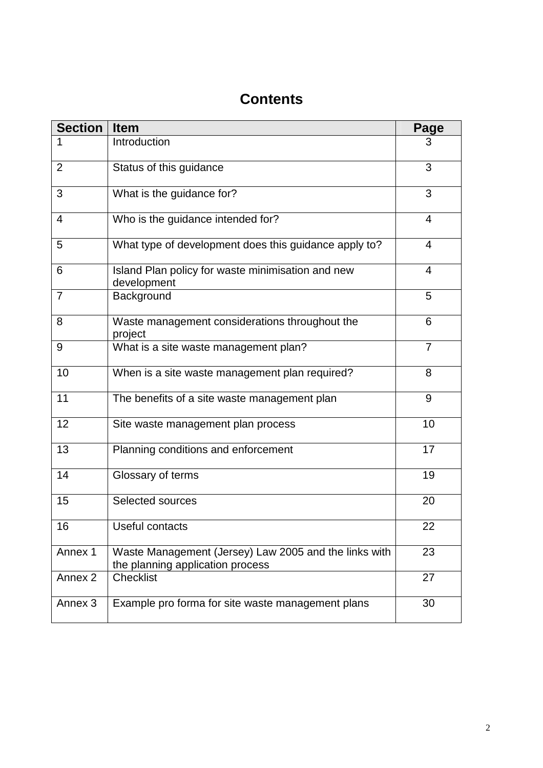# Contents

| Section | Item | Page |
|---|---|---|
| 1 | Introduction | 3 |
| 2 | Status of this guidance | 3 |
| 3 | What is the guidance for? | 3 |
| 4 | Who is the guidance intended for? | 4 |
| 5 | What type of development does this guidance apply to? | 4 |
| 6 | Island Plan policy for waste minimisation and new development | 4 |
| 7 | Background | 5 |
| 8 | Waste management considerations throughout the project | 6 |
| 9 | What is a site waste management plan? | 7 |
| 10 | When is a site waste management plan required? | 8 |
| 11 | The benefits of a site waste management plan | 9 |
| 12 | Site waste management plan process | 10 |
| 13 | Planning conditions and enforcement | 17 |
| 14 | Glossary of terms | 19 |
| 15 | Selected sources | 20 |
| 16 | Useful contacts | 22 |
| Annex 1 | Waste Management (Jersey) Law 2005 and the links with the planning application process | 23 |
| Annex 2 | Checklist | 27 |
| Annex 3 | Example pro forma for site waste management plans | 30 |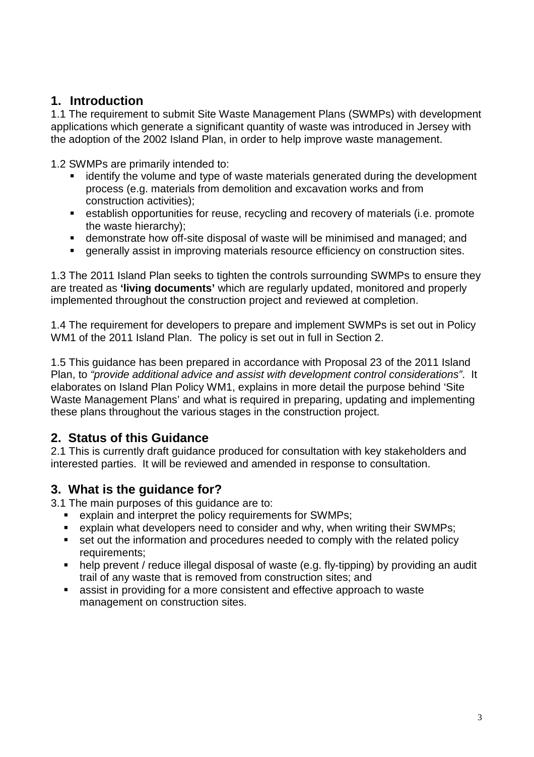## 1. Introduction

1.1 The requirement to submit Site Waste Management Plans (SWMPs) with development applications which generate a significant quantity of waste was introduced in Jersey with the adoption of the 2002 Island Plan, in order to help improve waste management.

1.2 SWMPs are primarily intended to:

- identify the volume and type of waste materials generated during the development process (e.g. materials from demolition and excavation works and from construction activities);
- establish opportunities for reuse, recycling and recovery of materials (i.e. promote the waste hierarchy);
- demonstrate how off-site disposal of waste will be minimised and managed; and
- generally assist in improving materials resource efficiency on construction sites.

1.3 The 2011 Island Plan seeks to tighten the controls surrounding SWMPs to ensure they are treated as **'living documents'** which are regularly updated, monitored and properly implemented throughout the construction project and reviewed at completion.

1.4 The requirement for developers to prepare and implement SWMPs is set out in Policy WM1 of the 2011 Island Plan. The policy is set out in full in Section 2.

1.5 This guidance has been prepared in accordance with Proposal 23 of the 2011 Island Plan, to *"provide additional advice and assist with development control considerations"*. It elaborates on Island Plan Policy WM1, explains in more detail the purpose behind 'Site Waste Management Plans' and what is required in preparing, updating and implementing these plans throughout the various stages in the construction project.

## 2. Status of this Guidance

2.1 This is currently draft guidance produced for consultation with key stakeholders and interested parties. It will be reviewed and amended in response to consultation.

## 3. What is the guidance for?

3.1 The main purposes of this guidance are to:

- explain and interpret the policy requirements for SWMPs;
- explain what developers need to consider and why, when writing their SWMPs;
- set out the information and procedures needed to comply with the related policy requirements;
- help prevent / reduce illegal disposal of waste (e.g. fly-tipping) by providing an audit trail of any waste that is removed from construction sites; and
- assist in providing for a more consistent and effective approach to waste management on construction sites.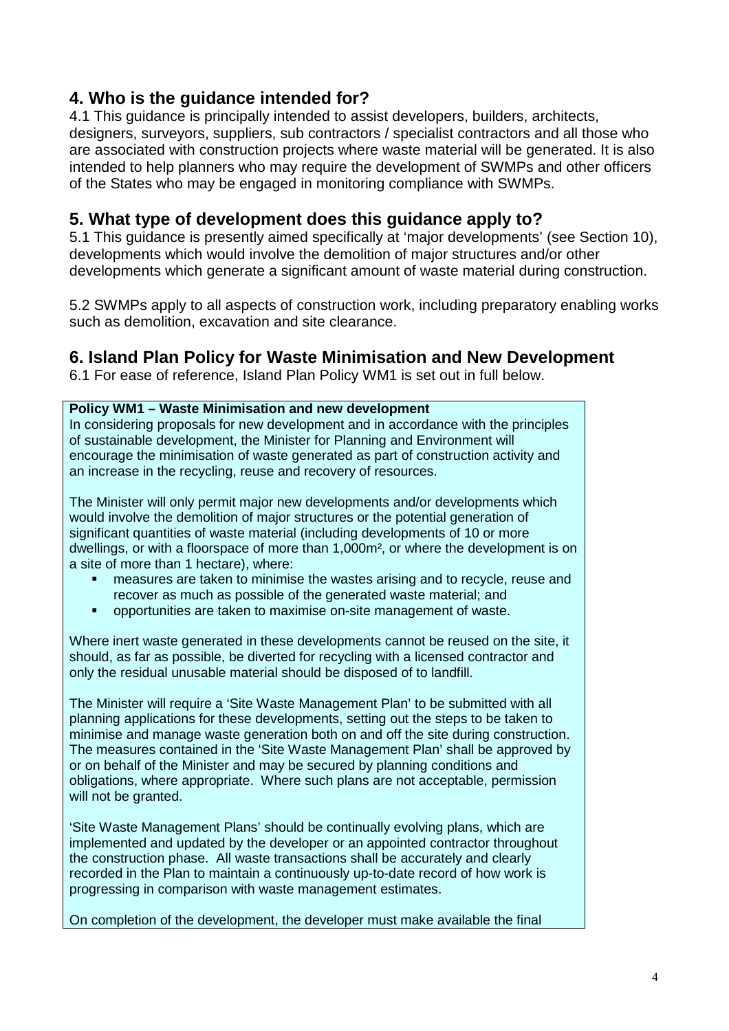## 4. Who is the guidance intended for?

4.1 This guidance is principally intended to assist developers, builders, architects, designers, surveyors, suppliers, sub contractors / specialist contractors and all those who are associated with construction projects where waste material will be generated. It is also intended to help planners who may require the development of SWMPs and other officers of the States who may be engaged in monitoring compliance with SWMPs.

## 5. What type of development does this guidance apply to?

5.1 This guidance is presently aimed specifically at 'major developments' (see Section 10), developments which would involve the demolition of major structures and/or other developments which generate a significant amount of waste material during construction.

5.2 SWMPs apply to all aspects of construction work, including preparatory enabling works such as demolition, excavation and site clearance.

## 6. Island Plan Policy for Waste Minimisation and New Development

6.1 For ease of reference, Island Plan Policy WM1 is set out in full below.

**Policy WM1 – Waste Minimisation and new development**

In considering proposals for new development and in accordance with the principles of sustainable development, the Minister for Planning and Environment will encourage the minimisation of waste generated as part of construction activity and an increase in the recycling, reuse and recovery of resources.

The Minister will only permit major new developments and/or developments which would involve the demolition of major structures or the potential generation of significant quantities of waste material (including developments of 10 or more dwellings, or with a floorspace of more than 1,000m², or where the development is on a site of more than 1 hectare), where:

- measures are taken to minimise the wastes arising and to recycle, reuse and recover as much as possible of the generated waste material; and
- opportunities are taken to maximise on-site management of waste.

Where inert waste generated in these developments cannot be reused on the site, it should, as far as possible, be diverted for recycling with a licensed contractor and only the residual unusable material should be disposed of to landfill.

The Minister will require a 'Site Waste Management Plan' to be submitted with all planning applications for these developments, setting out the steps to be taken to minimise and manage waste generation both on and off the site during construction. The measures contained in the 'Site Waste Management Plan' shall be approved by or on behalf of the Minister and may be secured by planning conditions and obligations, where appropriate. Where such plans are not acceptable, permission will not be granted.

'Site Waste Management Plans' should be continually evolving plans, which are implemented and updated by the developer or an appointed contractor throughout the construction phase. All waste transactions shall be accurately and clearly recorded in the Plan to maintain a continuously up-to-date record of how work is progressing in comparison with waste management estimates.

On completion of the development, the developer must make available the final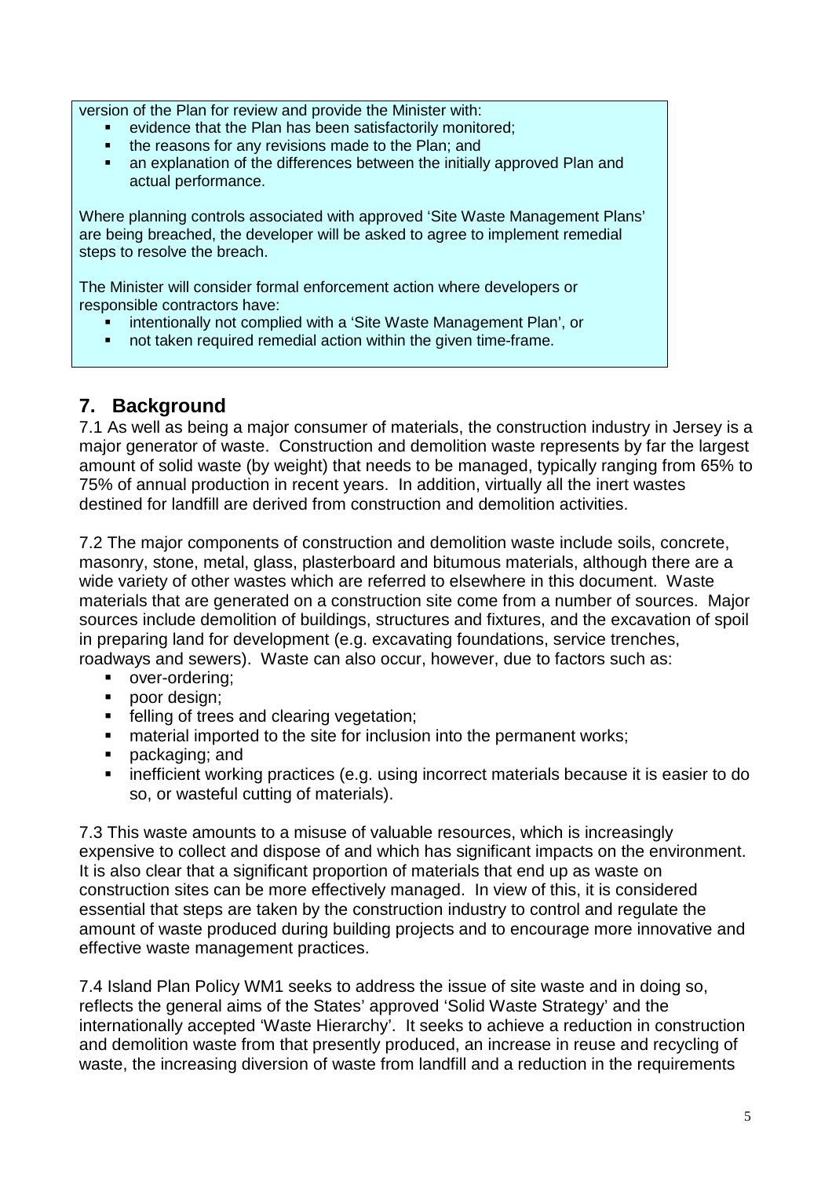version of the Plan for review and provide the Minister with:

- evidence that the Plan has been satisfactorily monitored;
- the reasons for any revisions made to the Plan; and
- an explanation of the differences between the initially approved Plan and actual performance.

Where planning controls associated with approved 'Site Waste Management Plans' are being breached, the developer will be asked to agree to implement remedial steps to resolve the breach.

The Minister will consider formal enforcement action where developers or responsible contractors have:

- intentionally not complied with a 'Site Waste Management Plan', or
- not taken required remedial action within the given time-frame.

## 7. Background

7.1 As well as being a major consumer of materials, the construction industry in Jersey is a major generator of waste. Construction and demolition waste represents by far the largest amount of solid waste (by weight) that needs to be managed, typically ranging from 65% to 75% of annual production in recent years. In addition, virtually all the inert wastes destined for landfill are derived from construction and demolition activities.

7.2 The major components of construction and demolition waste include soils, concrete, masonry, stone, metal, glass, plasterboard and bitumous materials, although there are a wide variety of other wastes which are referred to elsewhere in this document. Waste materials that are generated on a construction site come from a number of sources. Major sources include demolition of buildings, structures and fixtures, and the excavation of spoil in preparing land for development (e.g. excavating foundations, service trenches, roadways and sewers). Waste can also occur, however, due to factors such as:

- over-ordering;
- poor design;
- felling of trees and clearing vegetation;
- material imported to the site for inclusion into the permanent works;
- packaging; and
- inefficient working practices (e.g. using incorrect materials because it is easier to do so, or wasteful cutting of materials).

7.3 This waste amounts to a misuse of valuable resources, which is increasingly expensive to collect and dispose of and which has significant impacts on the environment. It is also clear that a significant proportion of materials that end up as waste on construction sites can be more effectively managed. In view of this, it is considered essential that steps are taken by the construction industry to control and regulate the amount of waste produced during building projects and to encourage more innovative and effective waste management practices.

7.4 Island Plan Policy WM1 seeks to address the issue of site waste and in doing so, reflects the general aims of the States' approved 'Solid Waste Strategy' and the internationally accepted 'Waste Hierarchy'. It seeks to achieve a reduction in construction and demolition waste from that presently produced, an increase in reuse and recycling of waste, the increasing diversion of waste from landfill and a reduction in the requirements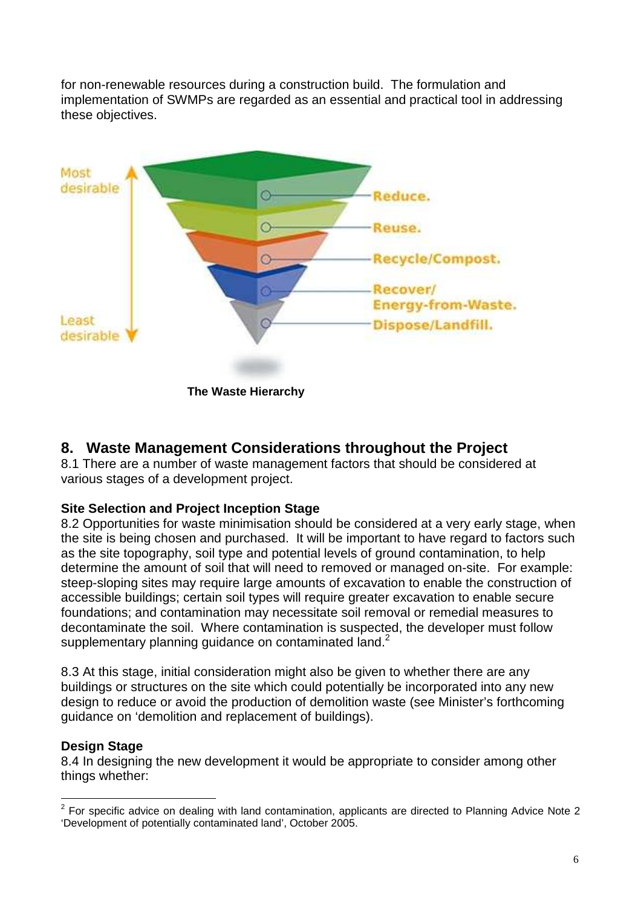for non-renewable resources during a construction build. The formulation and implementation of SWMPs are regarded as an essential and practical tool in addressing these objectives.

Most desirable

Reduce.

Reuse.

Recycle/Compost.

Recover/ Energy-from-Waste.

Dispose/Landfill.

Least desirable

**The Waste Hierarchy**

## 8. Waste Management Considerations throughout the Project

8.1 There are a number of waste management factors that should be considered at various stages of a development project.

**Site Selection and Project Inception Stage**

8.2 Opportunities for waste minimisation should be considered at a very early stage, when the site is being chosen and purchased. It will be important to have regard to factors such as the site topography, soil type and potential levels of ground contamination, to help determine the amount of soil that will need to removed or managed on-site. For example: steep-sloping sites may require large amounts of excavation to enable the construction of accessible buildings; certain soil types will require greater excavation to enable secure foundations; and contamination may necessitate soil removal or remedial measures to decontaminate the soil. Where contamination is suspected, the developer must follow supplementary planning guidance on contaminated land.[2]

8.3 At this stage, initial consideration might also be given to whether there are any buildings or structures on the site which could potentially be incorporated into any new design to reduce or avoid the production of demolition waste (see Minister's forthcoming guidance on 'demolition and replacement of buildings).

**Design Stage**

8.4 In designing the new development it would be appropriate to consider among other things whether:

[2] For specific advice on dealing with land contamination, applicants are directed to Planning Advice Note 2 'Development of potentially contaminated land', October 2005.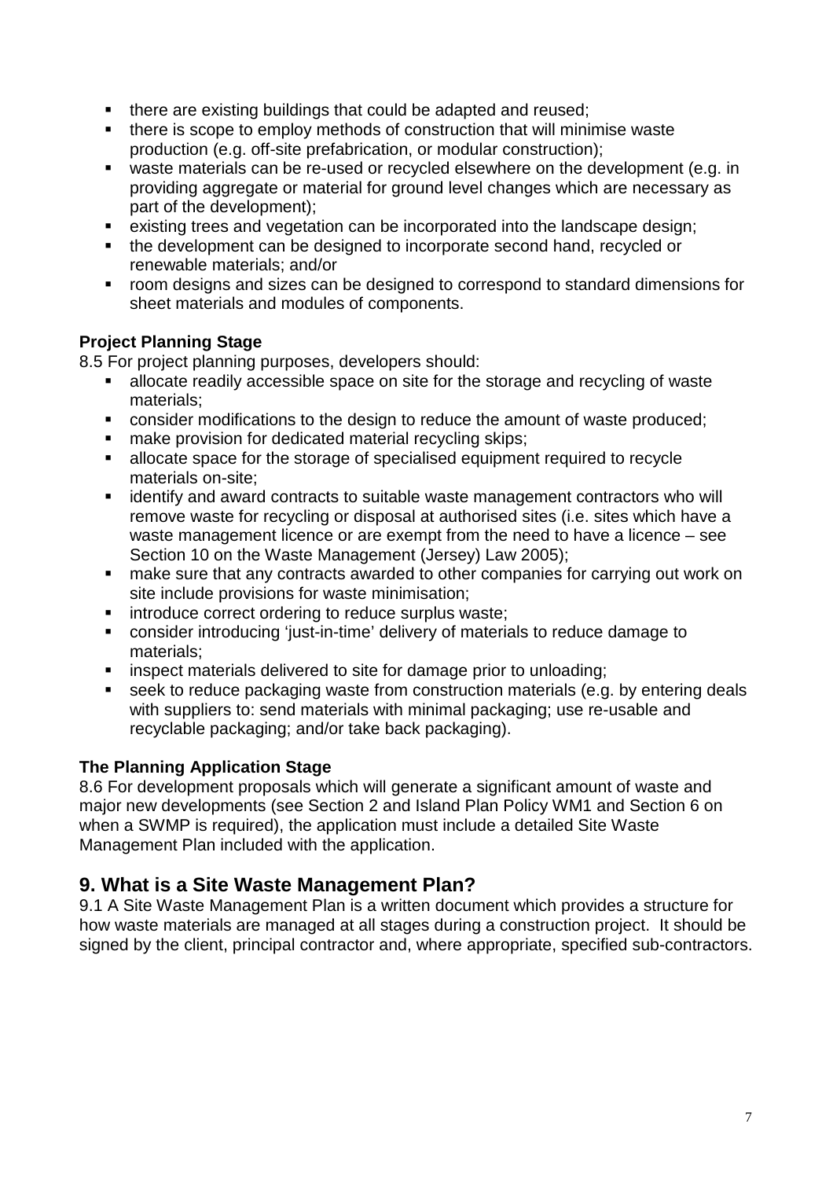- there are existing buildings that could be adapted and reused;
- there is scope to employ methods of construction that will minimise waste production (e.g. off-site prefabrication, or modular construction);
- waste materials can be re-used or recycled elsewhere on the development (e.g. in providing aggregate or material for ground level changes which are necessary as part of the development);
- existing trees and vegetation can be incorporated into the landscape design;
- the development can be designed to incorporate second hand, recycled or renewable materials; and/or
- room designs and sizes can be designed to correspond to standard dimensions for sheet materials and modules of components.

**Project Planning Stage**

8.5 For project planning purposes, developers should:

- allocate readily accessible space on site for the storage and recycling of waste materials;
- consider modifications to the design to reduce the amount of waste produced;
- make provision for dedicated material recycling skips;
- allocate space for the storage of specialised equipment required to recycle materials on-site;
- identify and award contracts to suitable waste management contractors who will remove waste for recycling or disposal at authorised sites (i.e. sites which have a waste management licence or are exempt from the need to have a licence – see Section 10 on the Waste Management (Jersey) Law 2005);
- make sure that any contracts awarded to other companies for carrying out work on site include provisions for waste minimisation;
- introduce correct ordering to reduce surplus waste;
- consider introducing 'just-in-time' delivery of materials to reduce damage to materials;
- inspect materials delivered to site for damage prior to unloading;
- seek to reduce packaging waste from construction materials (e.g. by entering deals with suppliers to: send materials with minimal packaging; use re-usable and recyclable packaging; and/or take back packaging).

**The Planning Application Stage**

8.6 For development proposals which will generate a significant amount of waste and major new developments (see Section 2 and Island Plan Policy WM1 and Section 6 on when a SWMP is required), the application must include a detailed Site Waste Management Plan included with the application.

## 9. What is a Site Waste Management Plan?

9.1 A Site Waste Management Plan is a written document which provides a structure for how waste materials are managed at all stages during a construction project. It should be signed by the client, principal contractor and, where appropriate, specified sub-contractors.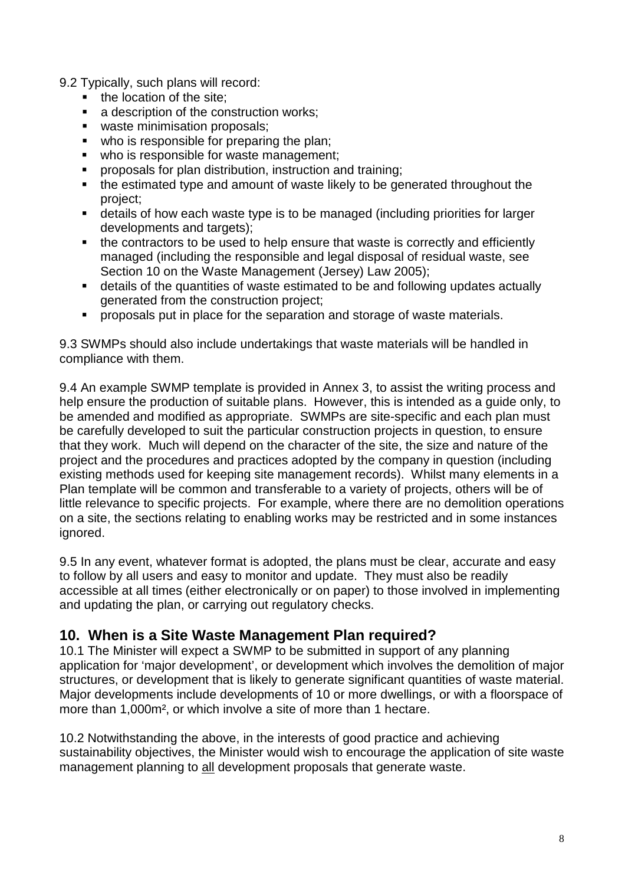9.2 Typically, such plans will record:

- the location of the site;
- a description of the construction works;
- waste minimisation proposals;
- who is responsible for preparing the plan;
- who is responsible for waste management;
- proposals for plan distribution, instruction and training;
- the estimated type and amount of waste likely to be generated throughout the project;
- details of how each waste type is to be managed (including priorities for larger developments and targets);
- the contractors to be used to help ensure that waste is correctly and efficiently managed (including the responsible and legal disposal of residual waste, see Section 10 on the Waste Management (Jersey) Law 2005);
- details of the quantities of waste estimated to be and following updates actually generated from the construction project;
- proposals put in place for the separation and storage of waste materials.

9.3 SWMPs should also include undertakings that waste materials will be handled in compliance with them.

9.4 An example SWMP template is provided in Annex 3, to assist the writing process and help ensure the production of suitable plans. However, this is intended as a guide only, to be amended and modified as appropriate. SWMPs are site-specific and each plan must be carefully developed to suit the particular construction projects in question, to ensure that they work. Much will depend on the character of the site, the size and nature of the project and the procedures and practices adopted by the company in question (including existing methods used for keeping site management records). Whilst many elements in a Plan template will be common and transferable to a variety of projects, others will be of little relevance to specific projects. For example, where there are no demolition operations on a site, the sections relating to enabling works may be restricted and in some instances ignored.

9.5 In any event, whatever format is adopted, the plans must be clear, accurate and easy to follow by all users and easy to monitor and update. They must also be readily accessible at all times (either electronically or on paper) to those involved in implementing and updating the plan, or carrying out regulatory checks.

## 10. When is a Site Waste Management Plan required?

10.1 The Minister will expect a SWMP to be submitted in support of any planning application for 'major development', or development which involves the demolition of major structures, or development that is likely to generate significant quantities of waste material. Major developments include developments of 10 or more dwellings, or with a floorspace of more than 1,000m², or which involve a site of more than 1 hectare.

10.2 Notwithstanding the above, in the interests of good practice and achieving sustainability objectives, the Minister would wish to encourage the application of site waste management planning to <u>all</u> development proposals that generate waste.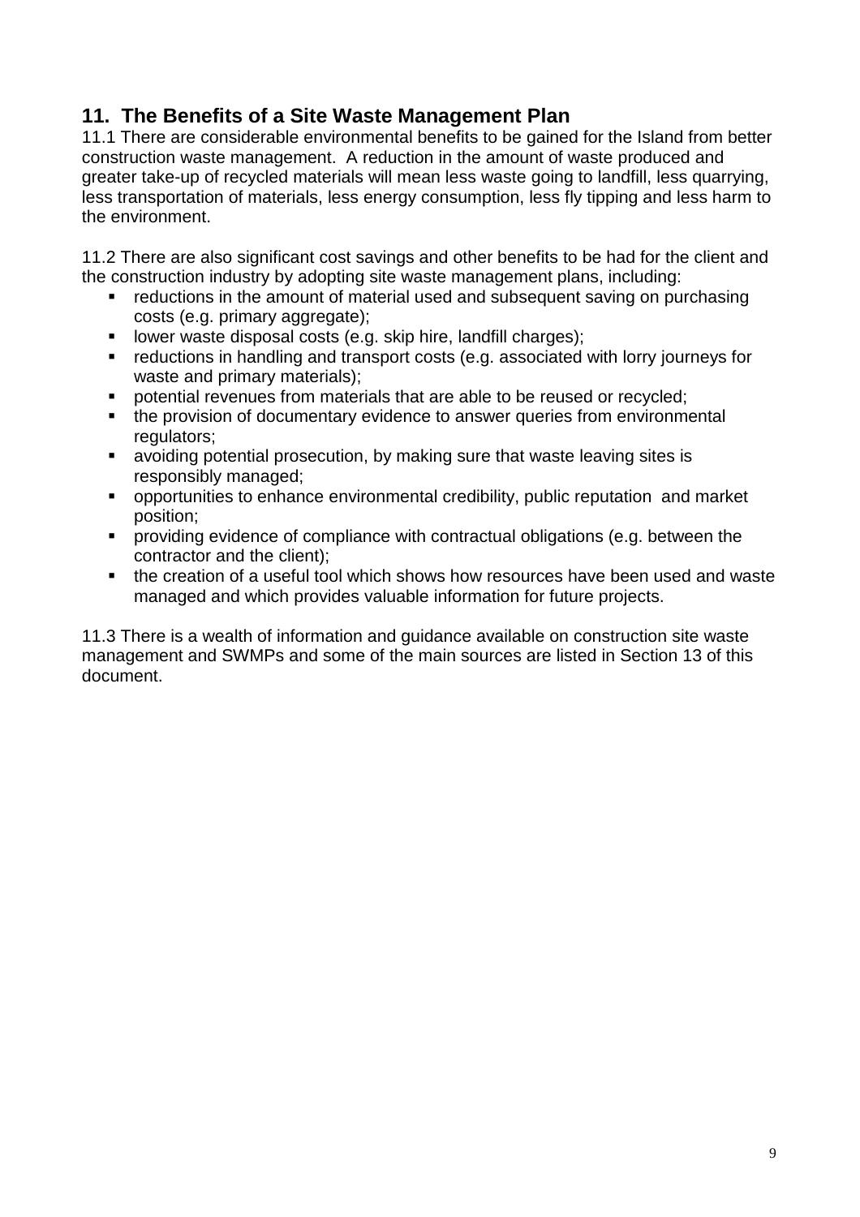## 11. The Benefits of a Site Waste Management Plan

11.1 There are considerable environmental benefits to be gained for the Island from better construction waste management. A reduction in the amount of waste produced and greater take-up of recycled materials will mean less waste going to landfill, less quarrying, less transportation of materials, less energy consumption, less fly tipping and less harm to the environment.

11.2 There are also significant cost savings and other benefits to be had for the client and the construction industry by adopting site waste management plans, including:

- reductions in the amount of material used and subsequent saving on purchasing costs (e.g. primary aggregate);
- lower waste disposal costs (e.g. skip hire, landfill charges);
- reductions in handling and transport costs (e.g. associated with lorry journeys for waste and primary materials);
- potential revenues from materials that are able to be reused or recycled;
- the provision of documentary evidence to answer queries from environmental regulators;
- avoiding potential prosecution, by making sure that waste leaving sites is responsibly managed;
- opportunities to enhance environmental credibility, public reputation and market position;
- providing evidence of compliance with contractual obligations (e.g. between the contractor and the client);
- the creation of a useful tool which shows how resources have been used and waste managed and which provides valuable information for future projects.

11.3 There is a wealth of information and guidance available on construction site waste management and SWMPs and some of the main sources are listed in Section 13 of this document.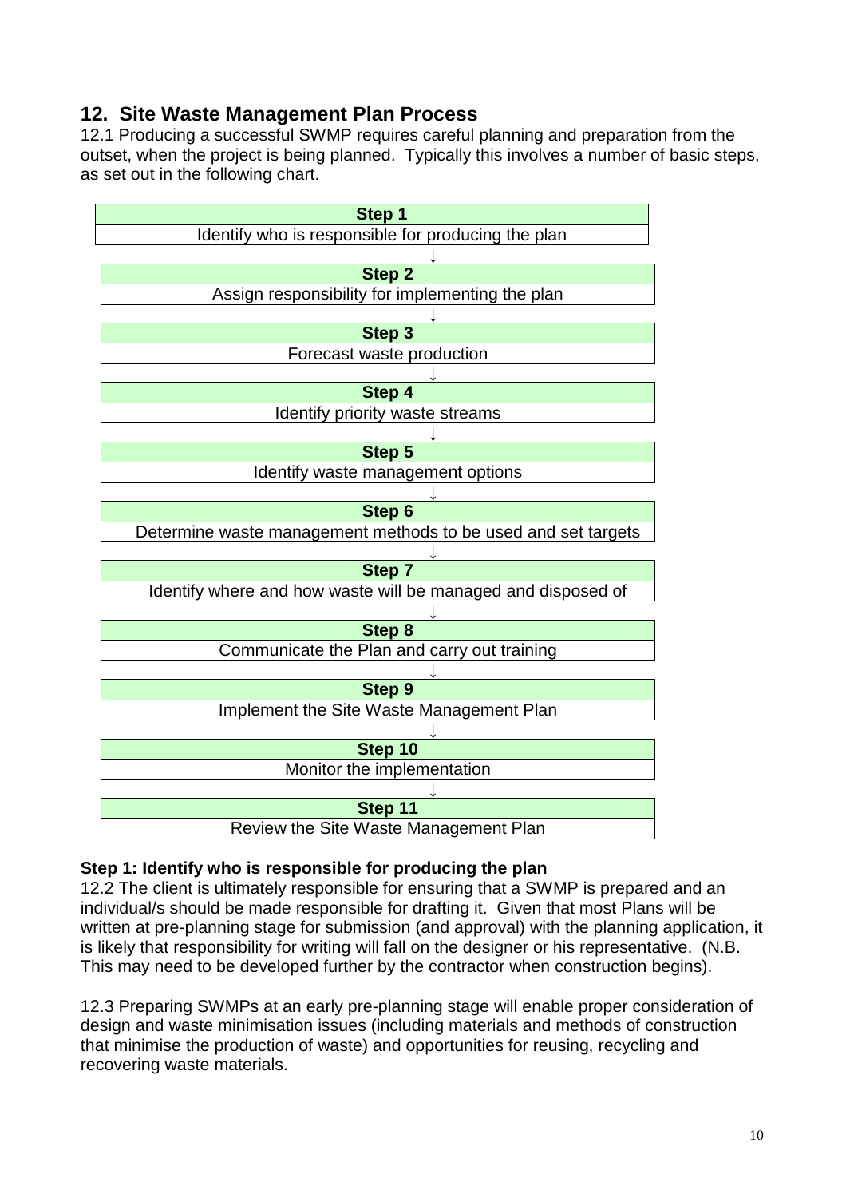## 12. Site Waste Management Plan Process

12.1 Producing a successful SWMP requires careful planning and preparation from the outset, when the project is being planned. Typically this involves a number of basic steps, as set out in the following chart.

| Step 1 |
|---|
| Identify who is responsible for producing the plan |

↓

| Step 2 |
|---|
| Assign responsibility for implementing the plan |

↓

| Step 3 |
|---|
| Forecast waste production |

↓

| Step 4 |
|---|
| Identify priority waste streams |

↓

| Step 5 |
|---|
| Identify waste management options |

↓

| Step 6 |
|---|
| Determine waste management methods to be used and set targets |

↓

| Step 7 |
|---|
| Identify where and how waste will be managed and disposed of |

↓

| Step 8 |
|---|
| Communicate the Plan and carry out training |

↓

| Step 9 |
|---|
| Implement the Site Waste Management Plan |

↓

| Step 10 |
|---|
| Monitor the implementation |

↓

| Step 11 |
|---|
| Review the Site Waste Management Plan |

**Step 1: Identify who is responsible for producing the plan**

12.2 The client is ultimately responsible for ensuring that a SWMP is prepared and an individual/s should be made responsible for drafting it. Given that most Plans will be written at pre-planning stage for submission (and approval) with the planning application, it is likely that responsibility for writing will fall on the designer or his representative. (N.B. This may need to be developed further by the contractor when construction begins).

12.3 Preparing SWMPs at an early pre-planning stage will enable proper consideration of design and waste minimisation issues (including materials and methods of construction that minimise the production of waste) and opportunities for reusing, recycling and recovering waste materials.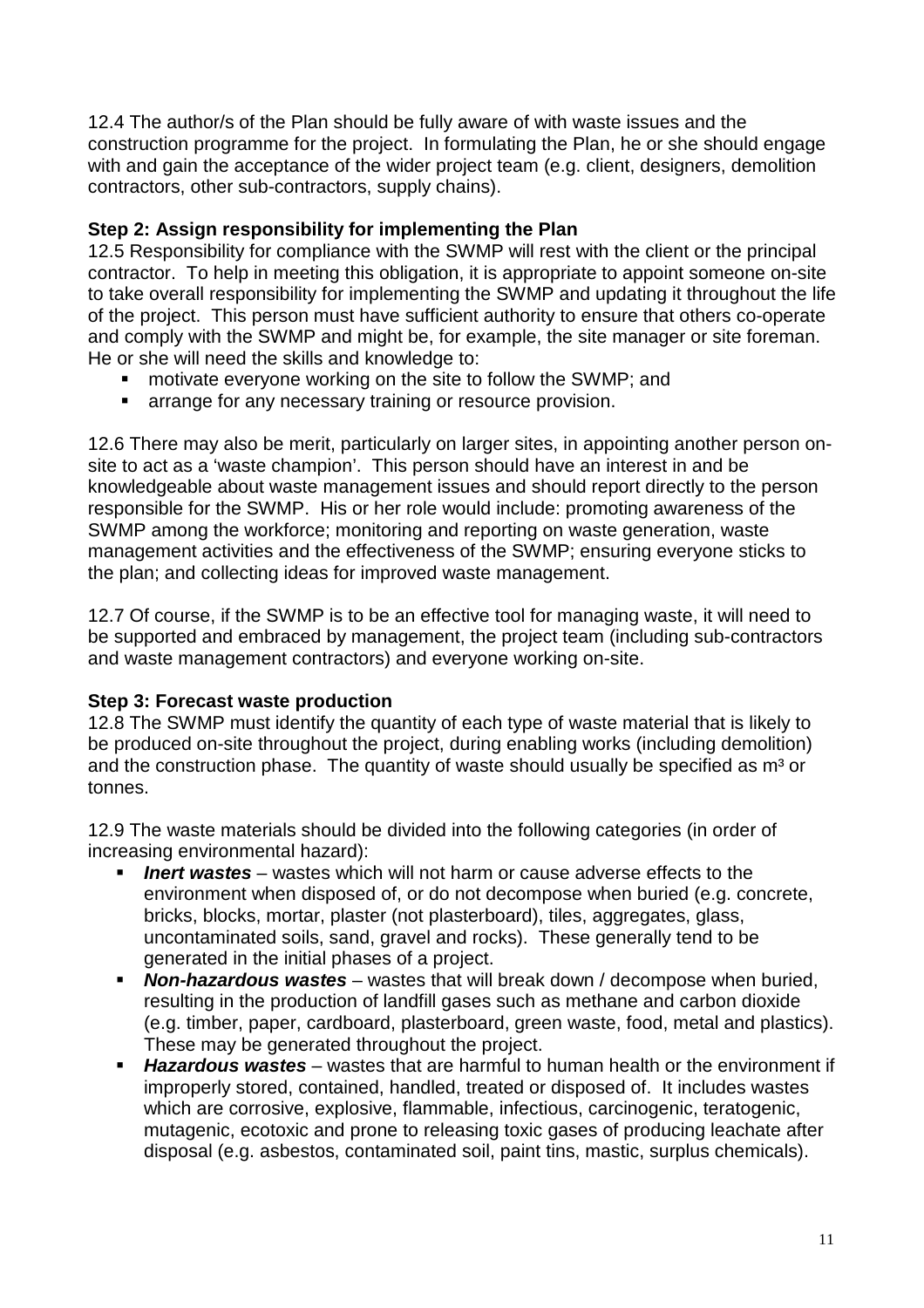12.4 The author/s of the Plan should be fully aware of with waste issues and the construction programme for the project. In formulating the Plan, he or she should engage with and gain the acceptance of the wider project team (e.g. client, designers, demolition contractors, other sub-contractors, supply chains).

**Step 2: Assign responsibility for implementing the Plan**

12.5 Responsibility for compliance with the SWMP will rest with the client or the principal contractor. To help in meeting this obligation, it is appropriate to appoint someone on-site to take overall responsibility for implementing the SWMP and updating it throughout the life of the project. This person must have sufficient authority to ensure that others co-operate and comply with the SWMP and might be, for example, the site manager or site foreman. He or she will need the skills and knowledge to:

- motivate everyone working on the site to follow the SWMP; and
- arrange for any necessary training or resource provision.

12.6 There may also be merit, particularly on larger sites, in appointing another person on-site to act as a 'waste champion'. This person should have an interest in and be knowledgeable about waste management issues and should report directly to the person responsible for the SWMP. His or her role would include: promoting awareness of the SWMP among the workforce; monitoring and reporting on waste generation, waste management activities and the effectiveness of the SWMP; ensuring everyone sticks to the plan; and collecting ideas for improved waste management.

12.7 Of course, if the SWMP is to be an effective tool for managing waste, it will need to be supported and embraced by management, the project team (including sub-contractors and waste management contractors) and everyone working on-site.

**Step 3: Forecast waste production**

12.8 The SWMP must identify the quantity of each type of waste material that is likely to be produced on-site throughout the project, during enabling works (including demolition) and the construction phase. The quantity of waste should usually be specified as $m^3$ or tonnes.

12.9 The waste materials should be divided into the following categories (in order of increasing environmental hazard):

- ***Inert wastes*** – wastes which will not harm or cause adverse effects to the environment when disposed of, or do not decompose when buried (e.g. concrete, bricks, blocks, mortar, plaster (not plasterboard), tiles, aggregates, glass, uncontaminated soils, sand, gravel and rocks). These generally tend to be generated in the initial phases of a project.
- ***Non-hazardous wastes*** – wastes that will break down / decompose when buried, resulting in the production of landfill gases such as methane and carbon dioxide (e.g. timber, paper, cardboard, plasterboard, green waste, food, metal and plastics). These may be generated throughout the project.
- ***Hazardous wastes*** – wastes that are harmful to human health or the environment if improperly stored, contained, handled, treated or disposed of. It includes wastes which are corrosive, explosive, flammable, infectious, carcinogenic, teratogenic, mutagenic, ecotoxic and prone to releasing toxic gases of producing leachate after disposal (e.g. asbestos, contaminated soil, paint tins, mastic, surplus chemicals).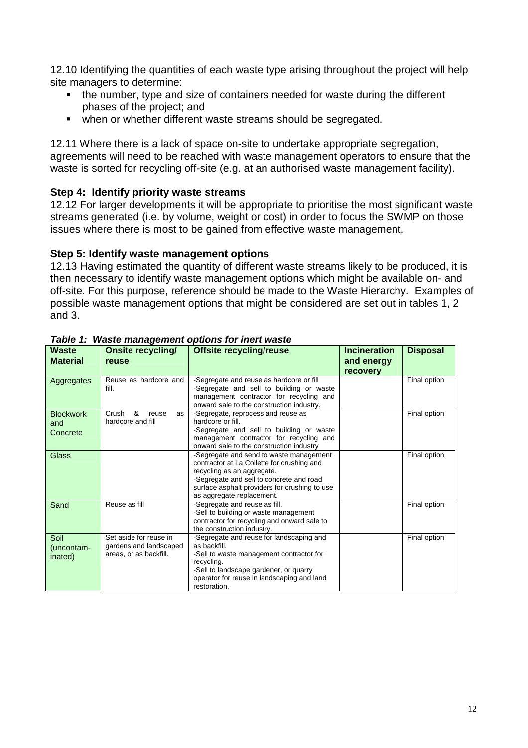12.10 Identifying the quantities of each waste type arising throughout the project will help site managers to determine:

- the number, type and size of containers needed for waste during the different phases of the project; and
- when or whether different waste streams should be segregated.

12.11 Where there is a lack of space on-site to undertake appropriate segregation, agreements will need to be reached with waste management operators to ensure that the waste is sorted for recycling off-site (e.g. at an authorised waste management facility).

### Step 4: Identify priority waste streams

12.12 For larger developments it will be appropriate to prioritise the most significant waste streams generated (i.e. by volume, weight or cost) in order to focus the SWMP on those issues where there is most to be gained from effective waste management.

### Step 5: Identify waste management options

12.13 Having estimated the quantity of different waste streams likely to be produced, it is then necessary to identify waste management options which might be available on- and off-site. For this purpose, reference should be made to the Waste Hierarchy. Examples of possible waste management options that might be considered are set out in tables 1, 2 and 3.

***Table 1: Waste management options for inert waste***

| Waste Material | Onsite recycling/ reuse | Offsite recycling/reuse | Incineration and energy recovery | Disposal |
|---|---|---|---|---|
| Aggregates | Reuse as hardcore and fill. | -Segregate and reuse as hardcore or fill<br>-Segregate and sell to building or waste management contractor for recycling and onward sale to the construction industry. | | Final option |
| Blockwork and Concrete | Crush & reuse as hardcore and fill | -Segregate, reprocess and reuse as hardcore or fill.<br>-Segregate and sell to building or waste management contractor for recycling and onward sale to the construction industry | | Final option |
| Glass | | -Segregate and send to waste management contractor at La Collette for crushing and recycling as an aggregate.<br>-Segregate and sell to concrete and road surface asphalt providers for crushing to use as aggregate replacement. | | Final option |
| Sand | Reuse as fill | -Segregate and reuse as fill.<br>-Sell to building or waste management contractor for recycling and onward sale to the construction industry. | | Final option |
| Soil (uncontaminated) | Set aside for reuse in gardens and landscaped areas, or as backfill. | -Segregate and reuse for landscaping and as backfill.<br>-Sell to waste management contractor for recycling.<br>-Sell to landscape gardener, or quarry operator for reuse in landscaping and land restoration. | | Final option |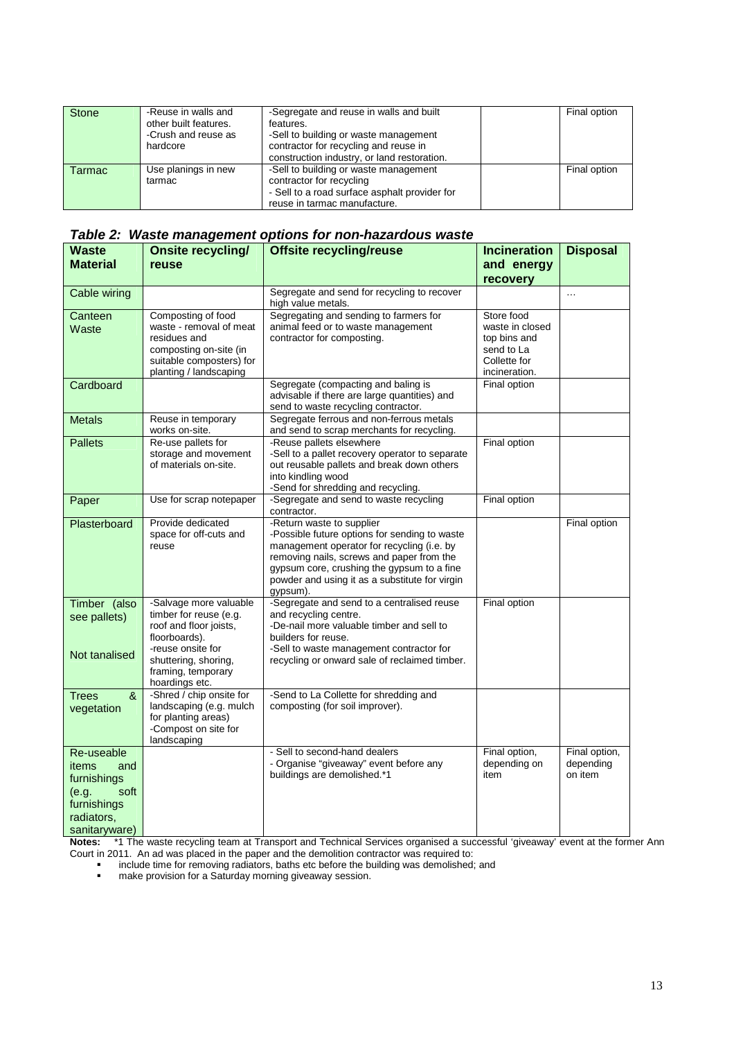| Stone | -Reuse in walls and other built features.<br>-Crush and reuse as hardcore | -Segregate and reuse in walls and built features.<br>-Sell to building or waste management contractor for recycling and reuse in construction industry, or land restoration. | | Final option |
|---|---|---|---|---|
| Tarmac | Use planings in new tarmac | -Sell to building or waste management contractor for recycling<br>- Sell to a road surface asphalt provider for reuse in tarmac manufacture. | | Final option |

***Table 2: Waste management options for non-hazardous waste***

| Waste Material | Onsite recycling/ reuse | Offsite recycling/reuse | Incineration and energy recovery | Disposal |
|---|---|---|---|---|
| Cable wiring | | Segregate and send for recycling to recover high value metals. | | … |
| Canteen Waste | Composting of food waste - removal of meat residues and composting on-site (in suitable composters) for planting / landscaping | Segregating and sending to farmers for animal feed or to waste management contractor for composting. | Store food waste in closed top bins and send to La Collette for incineration. | |
| Cardboard | | Segregate (compacting and baling is advisable if there are large quantities) and send to waste recycling contractor. | Final option | |
| Metals | Reuse in temporary works on-site. | Segregate ferrous and non-ferrous metals and send to scrap merchants for recycling. | | |
| Pallets | Re-use pallets for storage and movement of materials on-site. | -Reuse pallets elsewhere<br>-Sell to a pallet recovery operator to separate out reusable pallets and break down others into kindling wood<br>-Send for shredding and recycling. | Final option | |
| Paper | Use for scrap notepaper | -Segregate and send to waste recycling contractor. | Final option | |
| Plasterboard | Provide dedicated space for off-cuts and reuse | -Return waste to supplier<br>-Possible future options for sending to waste management operator for recycling (i.e. by removing nails, screws and paper from the gypsum core, crushing the gypsum to a fine powder and using it as a substitute for virgin gypsum). | | Final option |
| Timber (also see pallets)<br><br>Not tanalised | -Salvage more valuable timber for reuse (e.g. roof and floor joists, floorboards).<br>-reuse onsite for shuttering, shoring, framing, temporary hoardings etc. | -Segregate and send to a centralised reuse and recycling centre.<br>-De-nail more valuable timber and sell to builders for reuse.<br>-Sell to waste management contractor for recycling or onward sale of reclaimed timber. | Final option | |
| Trees & vegetation | -Shred / chip onsite for landscaping (e.g. mulch for planting areas)<br>-Compost on site for landscaping | -Send to La Collette for shredding and composting (for soil improver). | | |
| Re-useable items and furnishings (e.g. soft furnishings radiators, sanitaryware) | | - Sell to second-hand dealers<br>- Organise "giveaway" event before any buildings are demolished.*1 | Final option, depending on item | Final option, depending on item |

**Notes:** *1 The waste recycling team at Transport and Technical Services organised a successful 'giveaway' event at the former Ann Court in 2011. An ad was placed in the paper and the demolition contractor was required to:

- include time for removing radiators, baths etc before the building was demolished; and
- make provision for a Saturday morning giveaway session.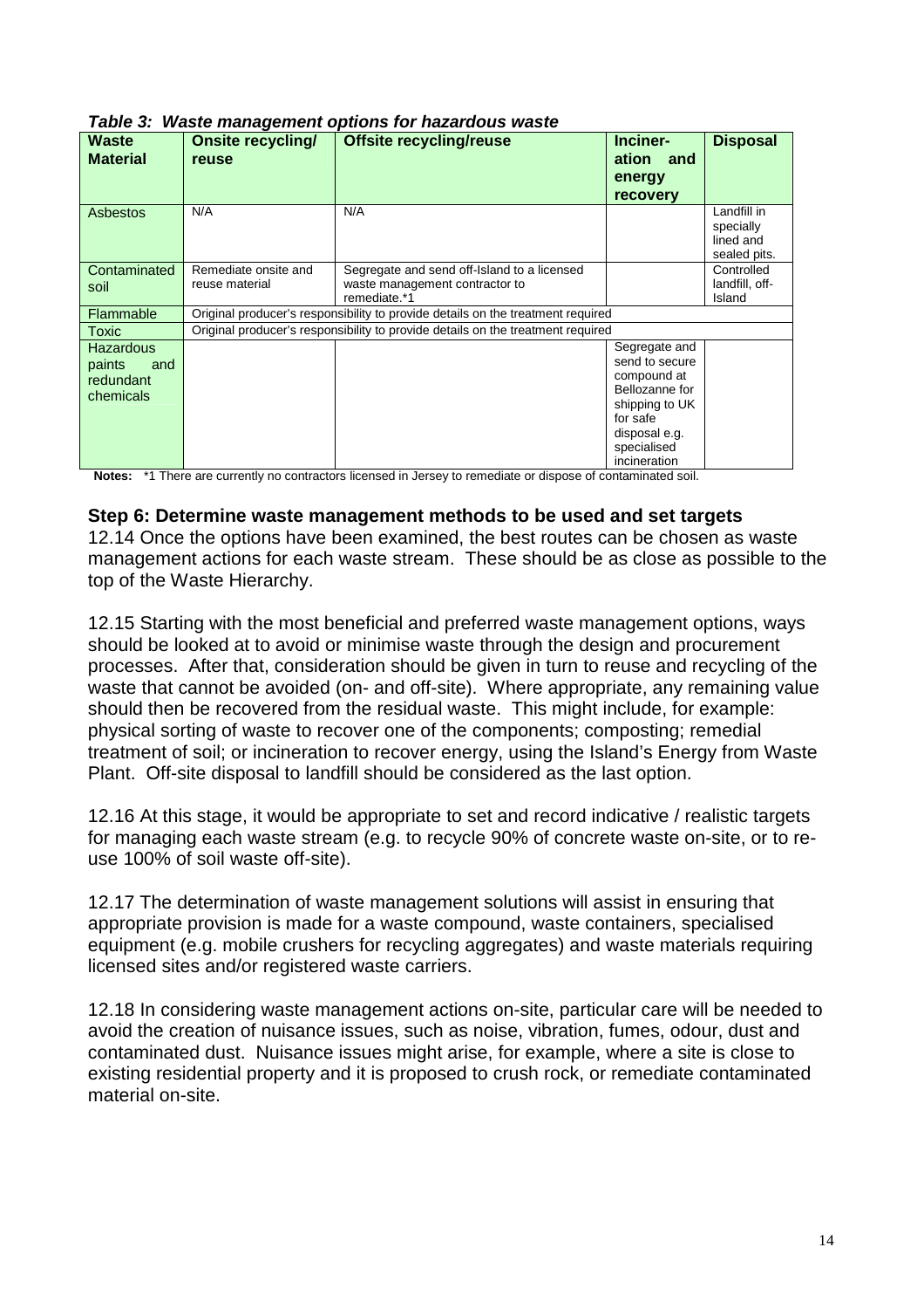***Table 3: Waste management options for hazardous waste***

| Waste Material | Onsite recycling/ reuse | Offsite recycling/reuse | Inciner-ation and energy recovery | Disposal |
|---|---|---|---|---|
| Asbestos | N/A | N/A | | Landfill in specially lined and sealed pits. |
| Contaminated soil | Remediate onsite and reuse material | Segregate and send off-Island to a licensed waste management contractor to remediate.*1 | | Controlled landfill, off-Island |
| Flammable | Original producer's responsibility to provide details on the treatment required | | | |
| Toxic | Original producer's responsibility to provide details on the treatment required | | | |
| Hazardous paints and redundant chemicals | | | Segregate and send to secure compound at Bellozanne for shipping to UK for safe disposal e.g. specialised incineration | |

**Notes:** *1 There are currently no contractors licensed in Jersey to remediate or dispose of contaminated soil.

### Step 6: Determine waste management methods to be used and set targets

12.14 Once the options have been examined, the best routes can be chosen as waste management actions for each waste stream. These should be as close as possible to the top of the Waste Hierarchy.

12.15 Starting with the most beneficial and preferred waste management options, ways should be looked at to avoid or minimise waste through the design and procurement processes. After that, consideration should be given in turn to reuse and recycling of the waste that cannot be avoided (on- and off-site). Where appropriate, any remaining value should then be recovered from the residual waste. This might include, for example: physical sorting of waste to recover one of the components; composting; remedial treatment of soil; or incineration to recover energy, using the Island's Energy from Waste Plant. Off-site disposal to landfill should be considered as the last option.

12.16 At this stage, it would be appropriate to set and record indicative / realistic targets for managing each waste stream (e.g. to recycle 90% of concrete waste on-site, or to re-use 100% of soil waste off-site).

12.17 The determination of waste management solutions will assist in ensuring that appropriate provision is made for a waste compound, waste containers, specialised equipment (e.g. mobile crushers for recycling aggregates) and waste materials requiring licensed sites and/or registered waste carriers.

12.18 In considering waste management actions on-site, particular care will be needed to avoid the creation of nuisance issues, such as noise, vibration, fumes, odour, dust and contaminated dust. Nuisance issues might arise, for example, where a site is close to existing residential property and it is proposed to crush rock, or remediate contaminated material on-site.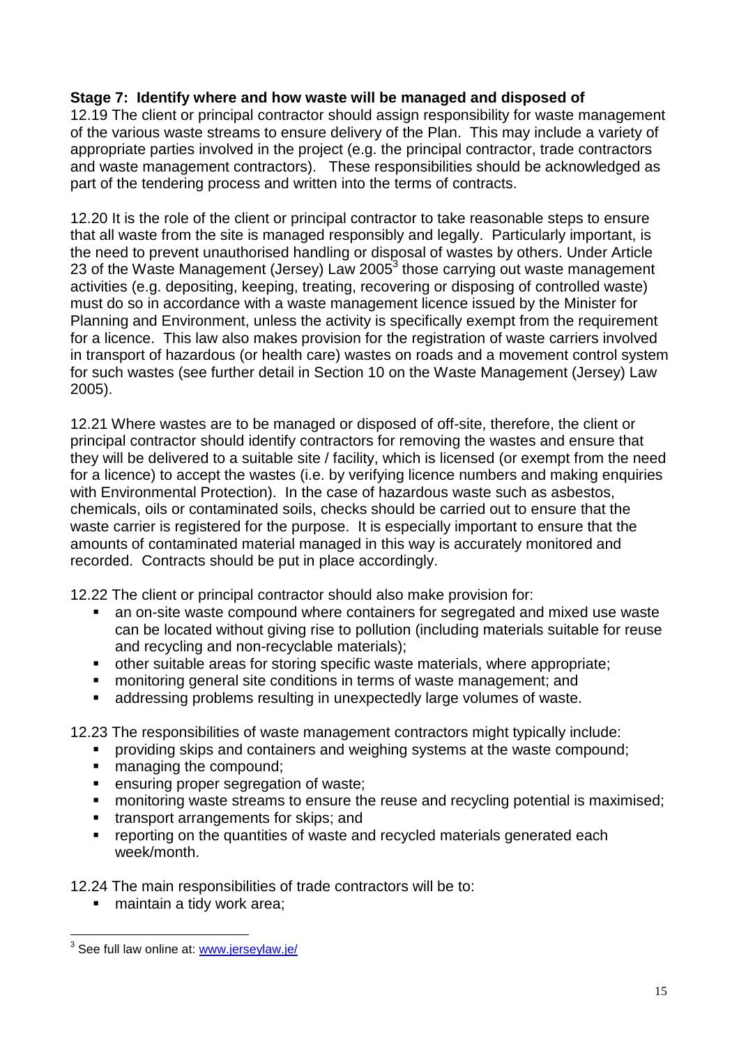**Stage 7: Identify where and how waste will be managed and disposed of**

12.19 The client or principal contractor should assign responsibility for waste management of the various waste streams to ensure delivery of the Plan. This may include a variety of appropriate parties involved in the project (e.g. the principal contractor, trade contractors and waste management contractors). These responsibilities should be acknowledged as part of the tendering process and written into the terms of contracts.

12.20 It is the role of the client or principal contractor to take reasonable steps to ensure that all waste from the site is managed responsibly and legally. Particularly important, is the need to prevent unauthorised handling or disposal of wastes by others. Under Article 23 of the Waste Management (Jersey) Law 2005[3] those carrying out waste management activities (e.g. depositing, keeping, treating, recovering or disposing of controlled waste) must do so in accordance with a waste management licence issued by the Minister for Planning and Environment, unless the activity is specifically exempt from the requirement for a licence. This law also makes provision for the registration of waste carriers involved in transport of hazardous (or health care) wastes on roads and a movement control system for such wastes (see further detail in Section 10 on the Waste Management (Jersey) Law 2005).

12.21 Where wastes are to be managed or disposed of off-site, therefore, the client or principal contractor should identify contractors for removing the wastes and ensure that they will be delivered to a suitable site / facility, which is licensed (or exempt from the need for a licence) to accept the wastes (i.e. by verifying licence numbers and making enquiries with Environmental Protection). In the case of hazardous waste such as asbestos, chemicals, oils or contaminated soils, checks should be carried out to ensure that the waste carrier is registered for the purpose. It is especially important to ensure that the amounts of contaminated material managed in this way is accurately monitored and recorded. Contracts should be put in place accordingly.

12.22 The client or principal contractor should also make provision for:

- an on-site waste compound where containers for segregated and mixed use waste can be located without giving rise to pollution (including materials suitable for reuse and recycling and non-recyclable materials);
- other suitable areas for storing specific waste materials, where appropriate;
- monitoring general site conditions in terms of waste management; and
- addressing problems resulting in unexpectedly large volumes of waste.

12.23 The responsibilities of waste management contractors might typically include:

- providing skips and containers and weighing systems at the waste compound;
- managing the compound;
- ensuring proper segregation of waste;
- monitoring waste streams to ensure the reuse and recycling potential is maximised;
- transport arrangements for skips; and
- reporting on the quantities of waste and recycled materials generated each week/month.

12.24 The main responsibilities of trade contractors will be to:

- maintain a tidy work area;

---

[3] See full law online at: www.jerseylaw.je/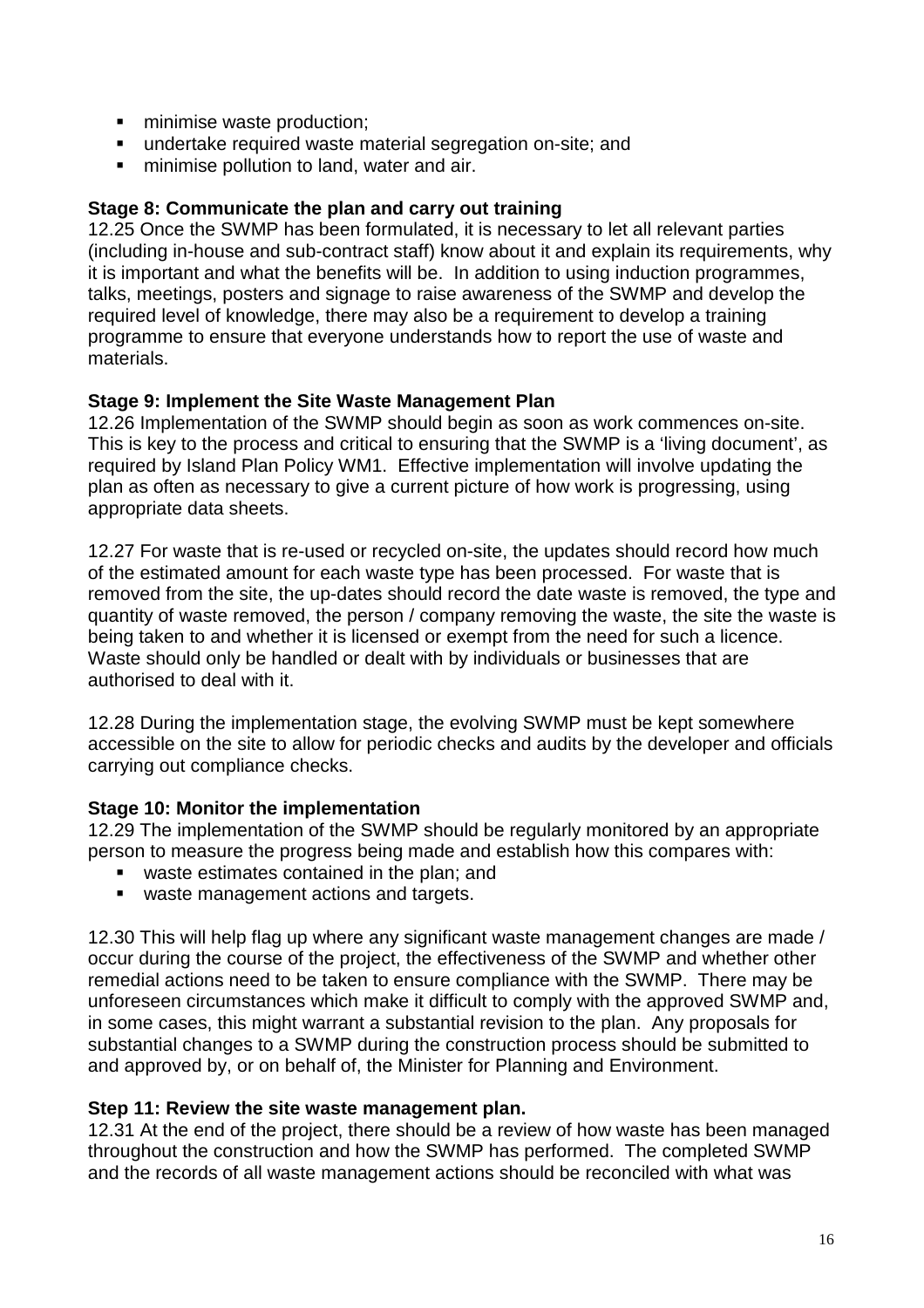- minimise waste production;
- undertake required waste material segregation on-site; and
- minimise pollution to land, water and air.

**Stage 8: Communicate the plan and carry out training**

12.25 Once the SWMP has been formulated, it is necessary to let all relevant parties (including in-house and sub-contract staff) know about it and explain its requirements, why it is important and what the benefits will be. In addition to using induction programmes, talks, meetings, posters and signage to raise awareness of the SWMP and develop the required level of knowledge, there may also be a requirement to develop a training programme to ensure that everyone understands how to report the use of waste and materials.

**Stage 9: Implement the Site Waste Management Plan**

12.26 Implementation of the SWMP should begin as soon as work commences on-site. This is key to the process and critical to ensuring that the SWMP is a 'living document', as required by Island Plan Policy WM1. Effective implementation will involve updating the plan as often as necessary to give a current picture of how work is progressing, using appropriate data sheets.

12.27 For waste that is re-used or recycled on-site, the updates should record how much of the estimated amount for each waste type has been processed. For waste that is removed from the site, the up-dates should record the date waste is removed, the type and quantity of waste removed, the person / company removing the waste, the site the waste is being taken to and whether it is licensed or exempt from the need for such a licence. Waste should only be handled or dealt with by individuals or businesses that are authorised to deal with it.

12.28 During the implementation stage, the evolving SWMP must be kept somewhere accessible on the site to allow for periodic checks and audits by the developer and officials carrying out compliance checks.

**Stage 10: Monitor the implementation**

12.29 The implementation of the SWMP should be regularly monitored by an appropriate person to measure the progress being made and establish how this compares with:

- waste estimates contained in the plan; and
- waste management actions and targets.

12.30 This will help flag up where any significant waste management changes are made / occur during the course of the project, the effectiveness of the SWMP and whether other remedial actions need to be taken to ensure compliance with the SWMP. There may be unforeseen circumstances which make it difficult to comply with the approved SWMP and, in some cases, this might warrant a substantial revision to the plan. Any proposals for substantial changes to a SWMP during the construction process should be submitted to and approved by, or on behalf of, the Minister for Planning and Environment.

**Step 11: Review the site waste management plan.**

12.31 At the end of the project, there should be a review of how waste has been managed throughout the construction and how the SWMP has performed. The completed SWMP and the records of all waste management actions should be reconciled with what was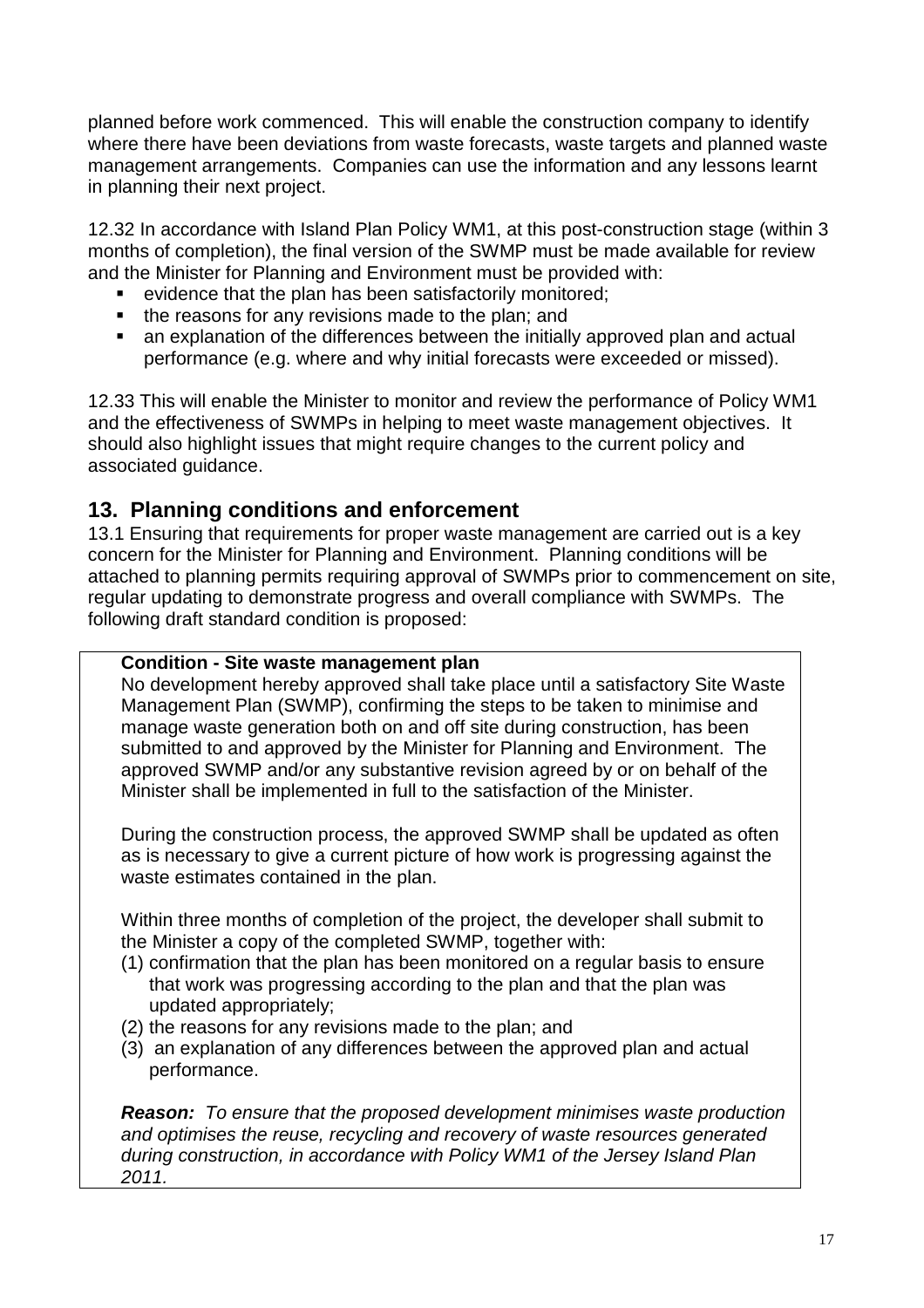planned before work commenced. This will enable the construction company to identify where there have been deviations from waste forecasts, waste targets and planned waste management arrangements. Companies can use the information and any lessons learnt in planning their next project.

12.32 In accordance with Island Plan Policy WM1, at this post-construction stage (within 3 months of completion), the final version of the SWMP must be made available for review and the Minister for Planning and Environment must be provided with:

- evidence that the plan has been satisfactorily monitored;
- the reasons for any revisions made to the plan; and
- an explanation of the differences between the initially approved plan and actual performance (e.g. where and why initial forecasts were exceeded or missed).

12.33 This will enable the Minister to monitor and review the performance of Policy WM1 and the effectiveness of SWMPs in helping to meet waste management objectives. It should also highlight issues that might require changes to the current policy and associated guidance.

## 13. Planning conditions and enforcement

13.1 Ensuring that requirements for proper waste management are carried out is a key concern for the Minister for Planning and Environment. Planning conditions will be attached to planning permits requiring approval of SWMPs prior to commencement on site, regular updating to demonstrate progress and overall compliance with SWMPs. The following draft standard condition is proposed:

**Condition - Site waste management plan**

No development hereby approved shall take place until a satisfactory Site Waste Management Plan (SWMP), confirming the steps to be taken to minimise and manage waste generation both on and off site during construction, has been submitted to and approved by the Minister for Planning and Environment. The approved SWMP and/or any substantive revision agreed by or on behalf of the Minister shall be implemented in full to the satisfaction of the Minister.

During the construction process, the approved SWMP shall be updated as often as is necessary to give a current picture of how work is progressing against the waste estimates contained in the plan.

Within three months of completion of the project, the developer shall submit to the Minister a copy of the completed SWMP, together with:

(1) confirmation that the plan has been monitored on a regular basis to ensure that work was progressing according to the plan and that the plan was updated appropriately;
(2) the reasons for any revisions made to the plan; and
(3) an explanation of any differences between the approved plan and actual performance.

***Reason:*** *To ensure that the proposed development minimises waste production and optimises the reuse, recycling and recovery of waste resources generated during construction, in accordance with Policy WM1 of the Jersey Island Plan 2011.*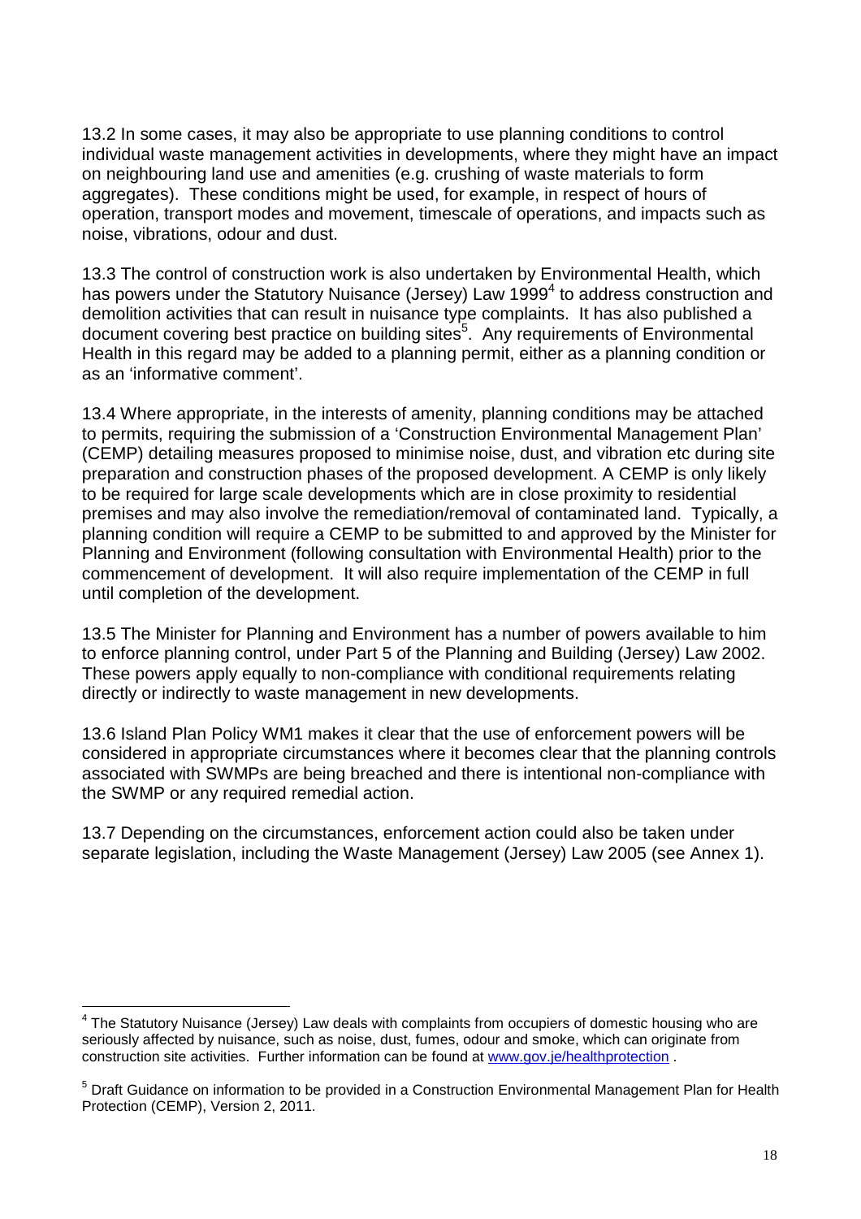13.2 In some cases, it may also be appropriate to use planning conditions to control individual waste management activities in developments, where they might have an impact on neighbouring land use and amenities (e.g. crushing of waste materials to form aggregates). These conditions might be used, for example, in respect of hours of operation, transport modes and movement, timescale of operations, and impacts such as noise, vibrations, odour and dust.

13.3 The control of construction work is also undertaken by Environmental Health, which has powers under the Statutory Nuisance (Jersey) Law 1999[4] to address construction and demolition activities that can result in nuisance type complaints. It has also published a document covering best practice on building sites[5]. Any requirements of Environmental Health in this regard may be added to a planning permit, either as a planning condition or as an 'informative comment'.

13.4 Where appropriate, in the interests of amenity, planning conditions may be attached to permits, requiring the submission of a 'Construction Environmental Management Plan' (CEMP) detailing measures proposed to minimise noise, dust, and vibration etc during site preparation and construction phases of the proposed development. A CEMP is only likely to be required for large scale developments which are in close proximity to residential premises and may also involve the remediation/removal of contaminated land. Typically, a planning condition will require a CEMP to be submitted to and approved by the Minister for Planning and Environment (following consultation with Environmental Health) prior to the commencement of development. It will also require implementation of the CEMP in full until completion of the development.

13.5 The Minister for Planning and Environment has a number of powers available to him to enforce planning control, under Part 5 of the Planning and Building (Jersey) Law 2002. These powers apply equally to non-compliance with conditional requirements relating directly or indirectly to waste management in new developments.

13.6 Island Plan Policy WM1 makes it clear that the use of enforcement powers will be considered in appropriate circumstances where it becomes clear that the planning controls associated with SWMPs are being breached and there is intentional non-compliance with the SWMP or any required remedial action.

13.7 Depending on the circumstances, enforcement action could also be taken under separate legislation, including the Waste Management (Jersey) Law 2005 (see Annex 1).

---

[4] The Statutory Nuisance (Jersey) Law deals with complaints from occupiers of domestic housing who are seriously affected by nuisance, such as noise, dust, fumes, odour and smoke, which can originate from construction site activities. Further information can be found at www.gov.je/healthprotection .

[5] Draft Guidance on information to be provided in a Construction Environmental Management Plan for Health Protection (CEMP), Version 2, 2011.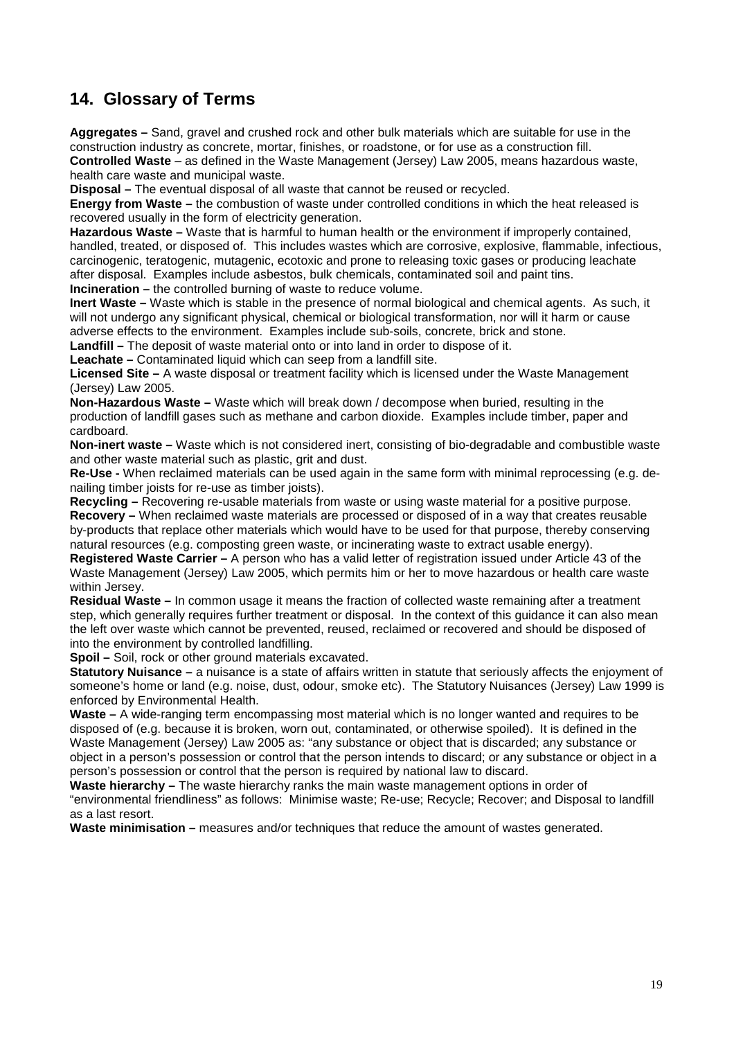## 14. Glossary of Terms

**Aggregates –** Sand, gravel and crushed rock and other bulk materials which are suitable for use in the construction industry as concrete, mortar, finishes, or roadstone, or for use as a construction fill.

**Controlled Waste** – as defined in the Waste Management (Jersey) Law 2005, means hazardous waste, health care waste and municipal waste.

**Disposal –** The eventual disposal of all waste that cannot be reused or recycled.

**Energy from Waste –** the combustion of waste under controlled conditions in which the heat released is recovered usually in the form of electricity generation.

**Hazardous Waste –** Waste that is harmful to human health or the environment if improperly contained, handled, treated, or disposed of. This includes wastes which are corrosive, explosive, flammable, infectious, carcinogenic, teratogenic, mutagenic, ecotoxic and prone to releasing toxic gases or producing leachate after disposal. Examples include asbestos, bulk chemicals, contaminated soil and paint tins.

**Incineration –** the controlled burning of waste to reduce volume.

**Inert Waste –** Waste which is stable in the presence of normal biological and chemical agents. As such, it will not undergo any significant physical, chemical or biological transformation, nor will it harm or cause adverse effects to the environment. Examples include sub-soils, concrete, brick and stone.

**Landfill –** The deposit of waste material onto or into land in order to dispose of it.

**Leachate –** Contaminated liquid which can seep from a landfill site.

**Licensed Site –** A waste disposal or treatment facility which is licensed under the Waste Management (Jersey) Law 2005.

**Non-Hazardous Waste –** Waste which will break down / decompose when buried, resulting in the production of landfill gases such as methane and carbon dioxide. Examples include timber, paper and cardboard.

**Non-inert waste –** Waste which is not considered inert, consisting of bio-degradable and combustible waste and other waste material such as plastic, grit and dust.

**Re-Use -** When reclaimed materials can be used again in the same form with minimal reprocessing (e.g. de-nailing timber joists for re-use as timber joists).

**Recycling –** Recovering re-usable materials from waste or using waste material for a positive purpose.

**Recovery –** When reclaimed waste materials are processed or disposed of in a way that creates reusable by-products that replace other materials which would have to be used for that purpose, thereby conserving natural resources (e.g. composting green waste, or incinerating waste to extract usable energy).

**Registered Waste Carrier –** A person who has a valid letter of registration issued under Article 43 of the Waste Management (Jersey) Law 2005, which permits him or her to move hazardous or health care waste within Jersey.

**Residual Waste –** In common usage it means the fraction of collected waste remaining after a treatment step, which generally requires further treatment or disposal. In the context of this guidance it can also mean the left over waste which cannot be prevented, reused, reclaimed or recovered and should be disposed of into the environment by controlled landfilling.

**Spoil –** Soil, rock or other ground materials excavated.

**Statutory Nuisance –** a nuisance is a state of affairs written in statute that seriously affects the enjoyment of someone's home or land (e.g. noise, dust, odour, smoke etc). The Statutory Nuisances (Jersey) Law 1999 is enforced by Environmental Health.

**Waste –** A wide-ranging term encompassing most material which is no longer wanted and requires to be disposed of (e.g. because it is broken, worn out, contaminated, or otherwise spoiled). It is defined in the Waste Management (Jersey) Law 2005 as: "any substance or object that is discarded; any substance or object in a person's possession or control that the person intends to discard; or any substance or object in a person's possession or control that the person is required by national law to discard.

**Waste hierarchy –** The waste hierarchy ranks the main waste management options in order of "environmental friendliness" as follows: Minimise waste; Re-use; Recycle; Recover; and Disposal to landfill as a last resort.

**Waste minimisation –** measures and/or techniques that reduce the amount of wastes generated.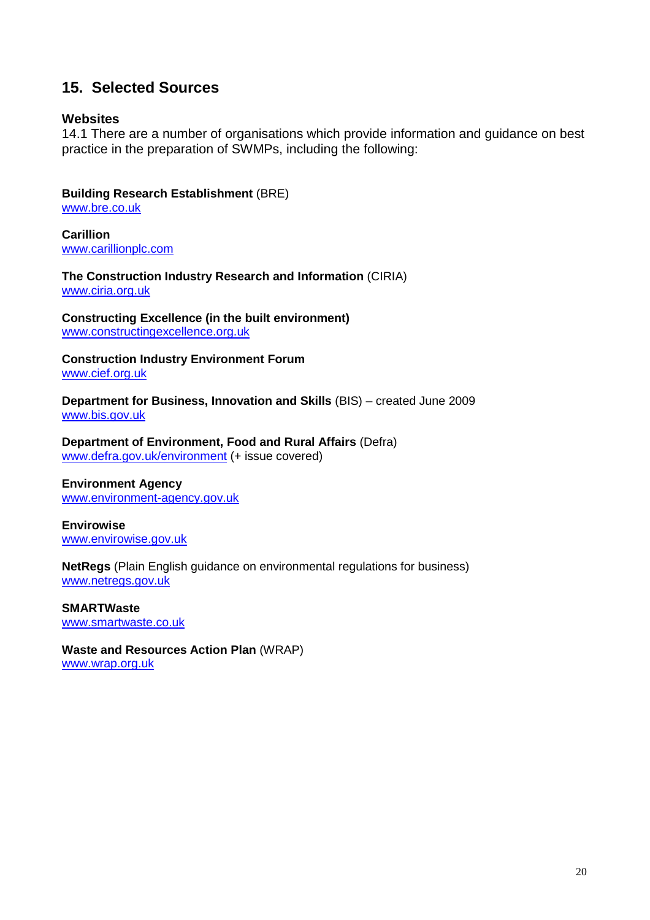## 15. Selected Sources

### Websites

14.1 There are a number of organisations which provide information and guidance on best practice in the preparation of SWMPs, including the following:

**Building Research Establishment** (BRE)
www.bre.co.uk

**Carillion**
www.carillionplc.com

**The Construction Industry Research and Information** (CIRIA)
www.ciria.org.uk

**Constructing Excellence (in the built environment)**
www.constructingexcellence.org.uk

**Construction Industry Environment Forum**
www.cief.org.uk

**Department for Business, Innovation and Skills** (BIS) – created June 2009
www.bis.gov.uk

**Department of Environment, Food and Rural Affairs** (Defra)
www.defra.gov.uk/environment (+ issue covered)

**Environment Agency**
www.environment-agency.gov.uk

**Envirowise**
www.envirowise.gov.uk

**NetRegs** (Plain English guidance on environmental regulations for business)
www.netregs.gov.uk

**SMARTWaste**
www.smartwaste.co.uk

**Waste and Resources Action Plan** (WRAP)
www.wrap.org.uk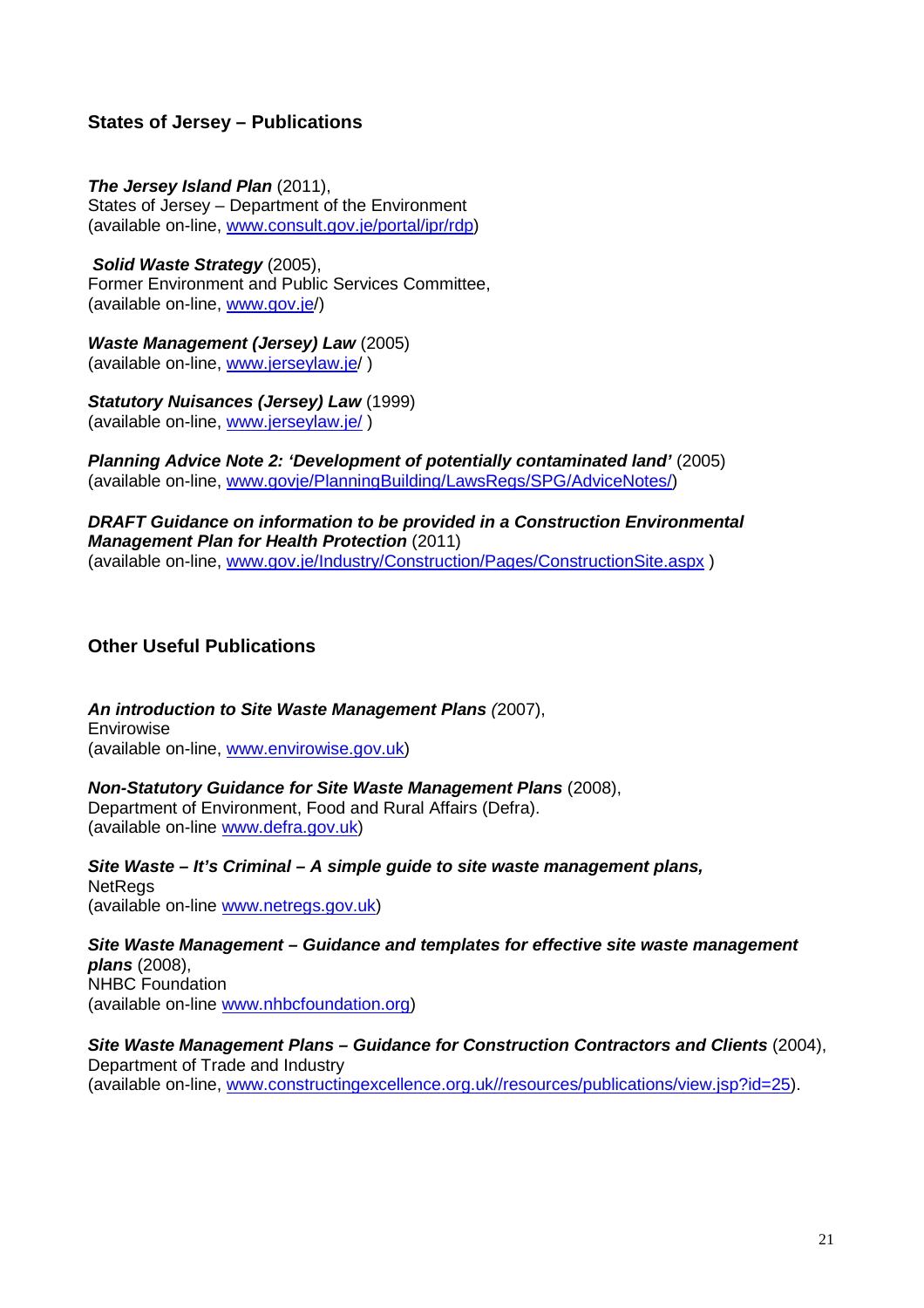## States of Jersey – Publications

***The Jersey Island Plan*** (2011),
States of Jersey – Department of the Environment
(available on-line, www.consult.gov.je/portal/ipr/rdp)

***Solid Waste Strategy*** (2005),
Former Environment and Public Services Committee,
(available on-line, www.gov.je/)

***Waste Management (Jersey) Law*** (2005)
(available on-line, www.jerseylaw.je/ )

***Statutory Nuisances (Jersey) Law*** (1999)
(available on-line, www.jerseylaw.je/ )

***Planning Advice Note 2: 'Development of potentially contaminated land'*** (2005)
(available on-line, www.govje/PlanningBuilding/LawsRegs/SPG/AdviceNotes/)

***DRAFT Guidance on information to be provided in a Construction Environmental Management Plan for Health Protection*** (2011)
(available on-line, www.gov.je/Industry/Construction/Pages/ConstructionSite.aspx )

## Other Useful Publications

***An introduction to Site Waste Management Plans*** (2007),
Envirowise
(available on-line, www.envirowise.gov.uk)

***Non-Statutory Guidance for Site Waste Management Plans*** (2008),
Department of Environment, Food and Rural Affairs (Defra).
(available on-line www.defra.gov.uk)

***Site Waste – It's Criminal – A simple guide to site waste management plans,***
NetRegs
(available on-line www.netregs.gov.uk)

***Site Waste Management – Guidance and templates for effective site waste management plans*** (2008),
NHBC Foundation
(available on-line www.nhbcfoundation.org)

***Site Waste Management Plans – Guidance for Construction Contractors and Clients*** (2004),
Department of Trade and Industry
(available on-line, www.constructingexcellence.org.uk//resources/publications/view.jsp?id=25).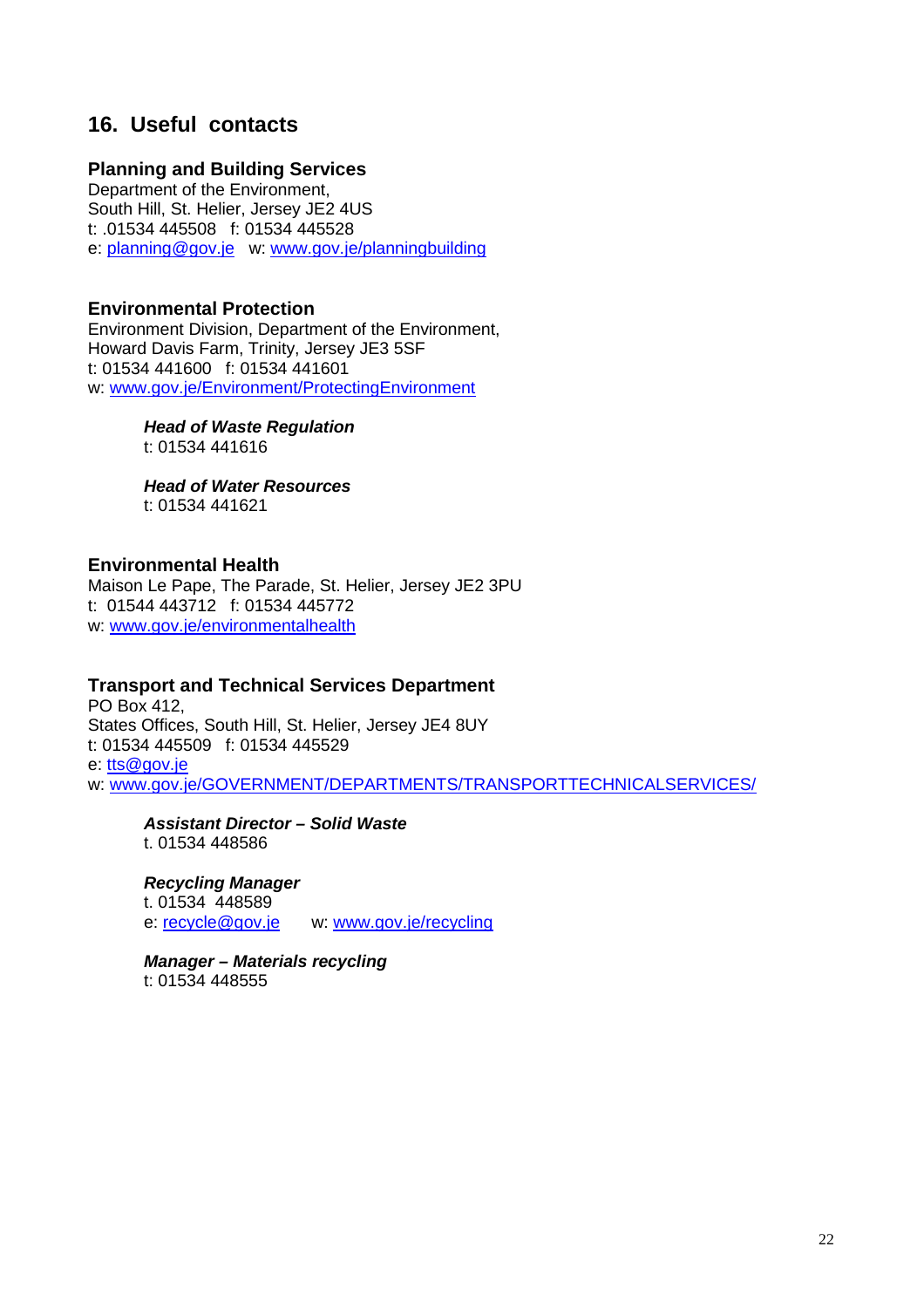## 16. Useful contacts

### Planning and Building Services

Department of the Environment,
South Hill, St. Helier, Jersey JE2 4US
t: .01534 445508 f: 01534 445528
e: planning@gov.je w: www.gov.je/planningbuilding

### Environmental Protection

Environment Division, Department of the Environment,
Howard Davis Farm, Trinity, Jersey JE3 5SF
t: 01534 441600 f: 01534 441601
w: www.gov.je/Environment/ProtectingEnvironment

> ***Head of Waste Regulation***
> t: 01534 441616
>
> ***Head of Water Resources***
> t: 01534 441621

### Environmental Health

Maison Le Pape, The Parade, St. Helier, Jersey JE2 3PU
t: 01544 443712 f: 01534 445772
w: www.gov.je/environmentalhealth

### Transport and Technical Services Department

PO Box 412,
States Offices, South Hill, St. Helier, Jersey JE4 8UY
t: 01534 445509 f: 01534 445529
e: tts@gov.je
w: www.gov.je/GOVERNMENT/DEPARTMENTS/TRANSPORTTECHNICALSERVICES/

> ***Assistant Director – Solid Waste***
> t. 01534 448586
>
> ***Recycling Manager***
> t. 01534 448589
> e: recycle@gov.je w: www.gov.je/recycling
>
> ***Manager – Materials recycling***
> t: 01534 448555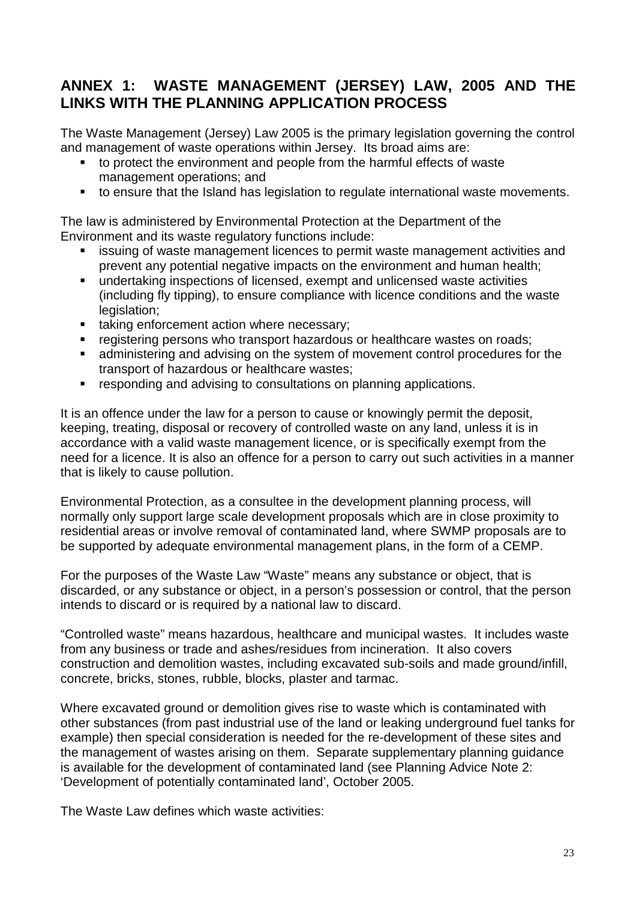## ANNEX 1: WASTE MANAGEMENT (JERSEY) LAW, 2005 AND THE LINKS WITH THE PLANNING APPLICATION PROCESS

The Waste Management (Jersey) Law 2005 is the primary legislation governing the control and management of waste operations within Jersey. Its broad aims are:

- to protect the environment and people from the harmful effects of waste management operations; and
- to ensure that the Island has legislation to regulate international waste movements.

The law is administered by Environmental Protection at the Department of the Environment and its waste regulatory functions include:

- issuing of waste management licences to permit waste management activities and prevent any potential negative impacts on the environment and human health;
- undertaking inspections of licensed, exempt and unlicensed waste activities (including fly tipping), to ensure compliance with licence conditions and the waste legislation;
- taking enforcement action where necessary;
- registering persons who transport hazardous or healthcare wastes on roads;
- administering and advising on the system of movement control procedures for the transport of hazardous or healthcare wastes;
- responding and advising to consultations on planning applications.

It is an offence under the law for a person to cause or knowingly permit the deposit, keeping, treating, disposal or recovery of controlled waste on any land, unless it is in accordance with a valid waste management licence, or is specifically exempt from the need for a licence. It is also an offence for a person to carry out such activities in a manner that is likely to cause pollution.

Environmental Protection, as a consultee in the development planning process, will normally only support large scale development proposals which are in close proximity to residential areas or involve removal of contaminated land, where SWMP proposals are to be supported by adequate environmental management plans, in the form of a CEMP.

For the purposes of the Waste Law "Waste" means any substance or object, that is discarded, or any substance or object, in a person's possession or control, that the person intends to discard or is required by a national law to discard.

"Controlled waste" means hazardous, healthcare and municipal wastes. It includes waste from any business or trade and ashes/residues from incineration. It also covers construction and demolition wastes, including excavated sub-soils and made ground/infill, concrete, bricks, stones, rubble, blocks, plaster and tarmac.

Where excavated ground or demolition gives rise to waste which is contaminated with other substances (from past industrial use of the land or leaking underground fuel tanks for example) then special consideration is needed for the re-development of these sites and the management of wastes arising on them. Separate supplementary planning guidance is available for the development of contaminated land (see Planning Advice Note 2: 'Development of potentially contaminated land', October 2005.

The Waste Law defines which waste activities: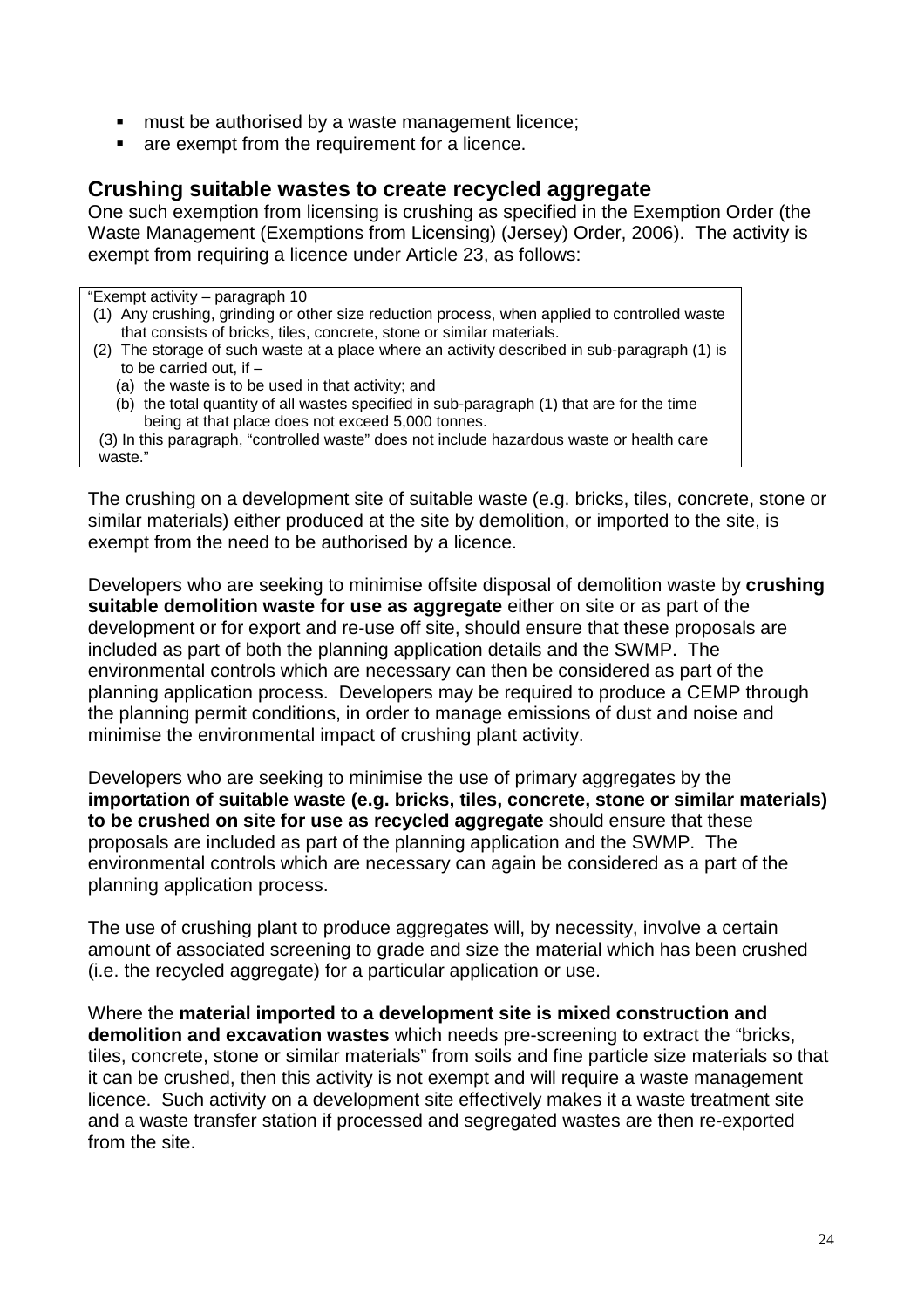- must be authorised by a waste management licence;
- are exempt from the requirement for a licence.

## Crushing suitable wastes to create recycled aggregate

One such exemption from licensing is crushing as specified in the Exemption Order (the Waste Management (Exemptions from Licensing) (Jersey) Order, 2006). The activity is exempt from requiring a licence under Article 23, as follows:

> "Exempt activity – paragraph 10
> (1) Any crushing, grinding or other size reduction process, when applied to controlled waste that consists of bricks, tiles, concrete, stone or similar materials.
> (2) The storage of such waste at a place where an activity described in sub-paragraph (1) is to be carried out, if –
> (a) the waste is to be used in that activity; and
> (b) the total quantity of all wastes specified in sub-paragraph (1) that are for the time being at that place does not exceed 5,000 tonnes.
> (3) In this paragraph, "controlled waste" does not include hazardous waste or health care waste."

The crushing on a development site of suitable waste (e.g. bricks, tiles, concrete, stone or similar materials) either produced at the site by demolition, or imported to the site, is exempt from the need to be authorised by a licence.

Developers who are seeking to minimise offsite disposal of demolition waste by **crushing suitable demolition waste for use as aggregate** either on site or as part of the development or for export and re-use off site, should ensure that these proposals are included as part of both the planning application details and the SWMP. The environmental controls which are necessary can then be considered as part of the planning application process. Developers may be required to produce a CEMP through the planning permit conditions, in order to manage emissions of dust and noise and minimise the environmental impact of crushing plant activity.

Developers who are seeking to minimise the use of primary aggregates by the **importation of suitable waste (e.g. bricks, tiles, concrete, stone or similar materials) to be crushed on site for use as recycled aggregate** should ensure that these proposals are included as part of the planning application and the SWMP. The environmental controls which are necessary can again be considered as a part of the planning application process.

The use of crushing plant to produce aggregates will, by necessity, involve a certain amount of associated screening to grade and size the material which has been crushed (i.e. the recycled aggregate) for a particular application or use.

Where the **material imported to a development site is mixed construction and demolition and excavation wastes** which needs pre-screening to extract the "bricks, tiles, concrete, stone or similar materials" from soils and fine particle size materials so that it can be crushed, then this activity is not exempt and will require a waste management licence. Such activity on a development site effectively makes it a waste treatment site and a waste transfer station if processed and segregated wastes are then re-exported from the site.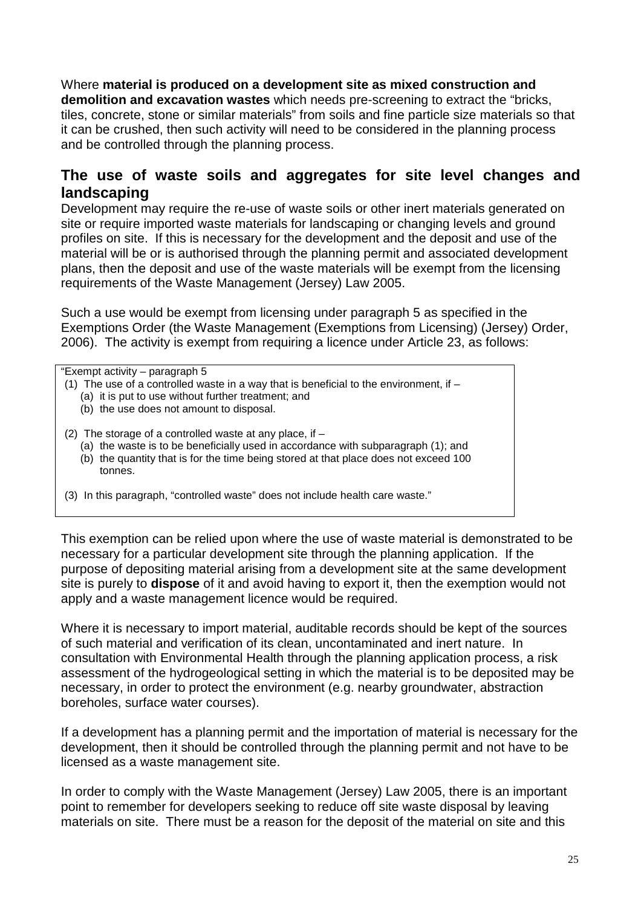Where **material is produced on a development site as mixed construction and demolition and excavation wastes** which needs pre-screening to extract the “bricks, tiles, concrete, stone or similar materials” from soils and fine particle size materials so that it can be crushed, then such activity will need to be considered in the planning process and be controlled through the planning process.

## The use of waste soils and aggregates for site level changes and landscaping

Development may require the re-use of waste soils or other inert materials generated on site or require imported waste materials for landscaping or changing levels and ground profiles on site. If this is necessary for the development and the deposit and use of the material will be or is authorised through the planning permit and associated development plans, then the deposit and use of the waste materials will be exempt from the licensing requirements of the Waste Management (Jersey) Law 2005.

Such a use would be exempt from licensing under paragraph 5 as specified in the Exemptions Order (the Waste Management (Exemptions from Licensing) (Jersey) Order, 2006). The activity is exempt from requiring a licence under Article 23, as follows:

> “Exempt activity – paragraph 5
>
> (1) The use of a controlled waste in a way that is beneficial to the environment, if –
> (a) it is put to use without further treatment; and
> (b) the use does not amount to disposal.
>
> (2) The storage of a controlled waste at any place, if –
> (a) the waste is to be beneficially used in accordance with subparagraph (1); and
> (b) the quantity that is for the time being stored at that place does not exceed 100 tonnes.
>
> (3) In this paragraph, “controlled waste” does not include health care waste.”

This exemption can be relied upon where the use of waste material is demonstrated to be necessary for a particular development site through the planning application. If the purpose of depositing material arising from a development site at the same development site is purely to **dispose** of it and avoid having to export it, then the exemption would not apply and a waste management licence would be required.

Where it is necessary to import material, auditable records should be kept of the sources of such material and verification of its clean, uncontaminated and inert nature. In consultation with Environmental Health through the planning application process, a risk assessment of the hydrogeological setting in which the material is to be deposited may be necessary, in order to protect the environment (e.g. nearby groundwater, abstraction boreholes, surface water courses).

If a development has a planning permit and the importation of material is necessary for the development, then it should be controlled through the planning permit and not have to be licensed as a waste management site.

In order to comply with the Waste Management (Jersey) Law 2005, there is an important point to remember for developers seeking to reduce off site waste disposal by leaving materials on site. There must be a reason for the deposit of the material on site and this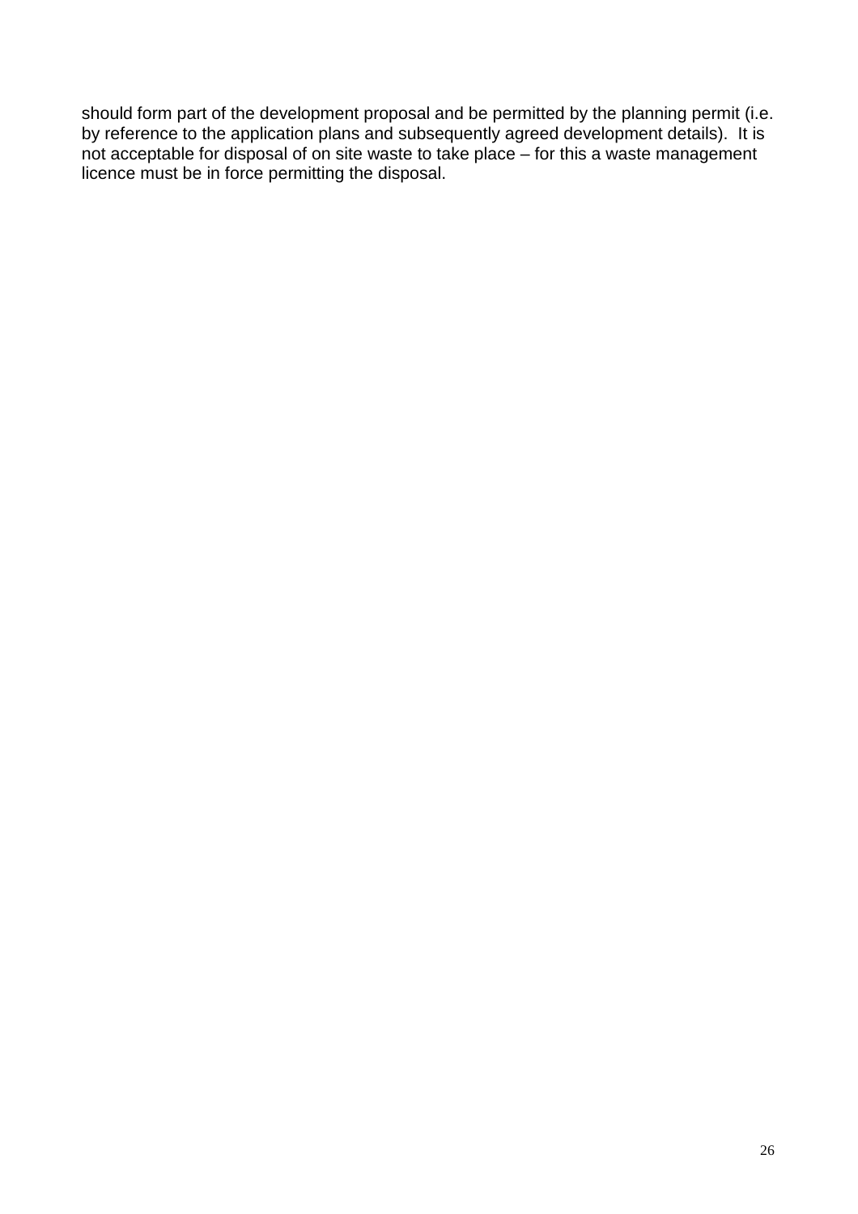should form part of the development proposal and be permitted by the planning permit (i.e. by reference to the application plans and subsequently agreed development details). It is not acceptable for disposal of on site waste to take place – for this a waste management licence must be in force permitting the disposal.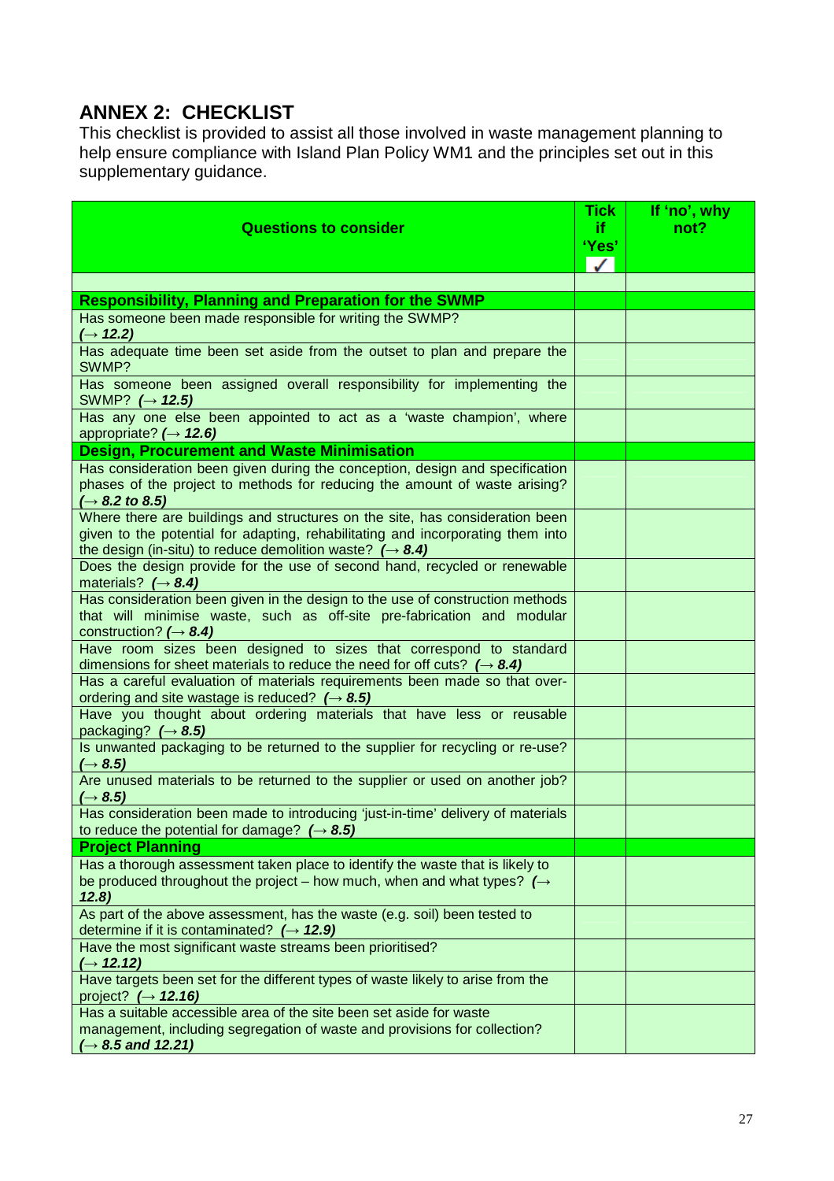## ANNEX 2: CHECKLIST

This checklist is provided to assist all those involved in waste management planning to help ensure compliance with Island Plan Policy WM1 and the principles set out in this supplementary guidance.

| Questions to consider | Tick if 'Yes' ✓ | If 'no', why not? |
|---|---|---|
| | | |
| **Responsibility, Planning and Preparation for the SWMP** | | |
| Has someone been made responsible for writing the SWMP? ***(→ 12.2)*** | | |
| Has adequate time been set aside from the outset to plan and prepare the SWMP? | | |
| Has someone been assigned overall responsibility for implementing the SWMP? ***(→ 12.5)*** | | |
| Has any one else been appointed to act as a 'waste champion', where appropriate? ***(→ 12.6)*** | | |
| **Design, Procurement and Waste Minimisation** | | |
| Has consideration been given during the conception, design and specification phases of the project to methods for reducing the amount of waste arising? ***(→ 8.2 to 8.5)*** | | |
| Where there are buildings and structures on the site, has consideration been given to the potential for adapting, rehabilitating and incorporating them into the design (in-situ) to reduce demolition waste? ***(→ 8.4)*** | | |
| Does the design provide for the use of second hand, recycled or renewable materials? ***(→ 8.4)*** | | |
| Has consideration been given in the design to the use of construction methods that will minimise waste, such as off-site pre-fabrication and modular construction? ***(→ 8.4)*** | | |
| Have room sizes been designed to sizes that correspond to standard dimensions for sheet materials to reduce the need for off cuts? ***(→ 8.4)*** | | |
| Has a careful evaluation of materials requirements been made so that over-ordering and site wastage is reduced? ***(→ 8.5)*** | | |
| Have you thought about ordering materials that have less or reusable packaging? ***(→ 8.5)*** | | |
| Is unwanted packaging to be returned to the supplier for recycling or re-use? ***(→ 8.5)*** | | |
| Are unused materials to be returned to the supplier or used on another job? ***(→ 8.5)*** | | |
| Has consideration been made to introducing 'just-in-time' delivery of materials to reduce the potential for damage? ***(→ 8.5)*** | | |
| **Project Planning** | | |
| Has a thorough assessment taken place to identify the waste that is likely to be produced throughout the project – how much, when and what types? ***(→ 12.8)*** | | |
| As part of the above assessment, has the waste (e.g. soil) been tested to determine if it is contaminated? ***(→ 12.9)*** | | |
| Have the most significant waste streams been prioritised? ***(→ 12.12)*** | | |
| Have targets been set for the different types of waste likely to arise from the project? ***(→ 12.16)*** | | |
| Has a suitable accessible area of the site been set aside for waste management, including segregation of waste and provisions for collection? ***(→ 8.5 and 12.21)*** | | |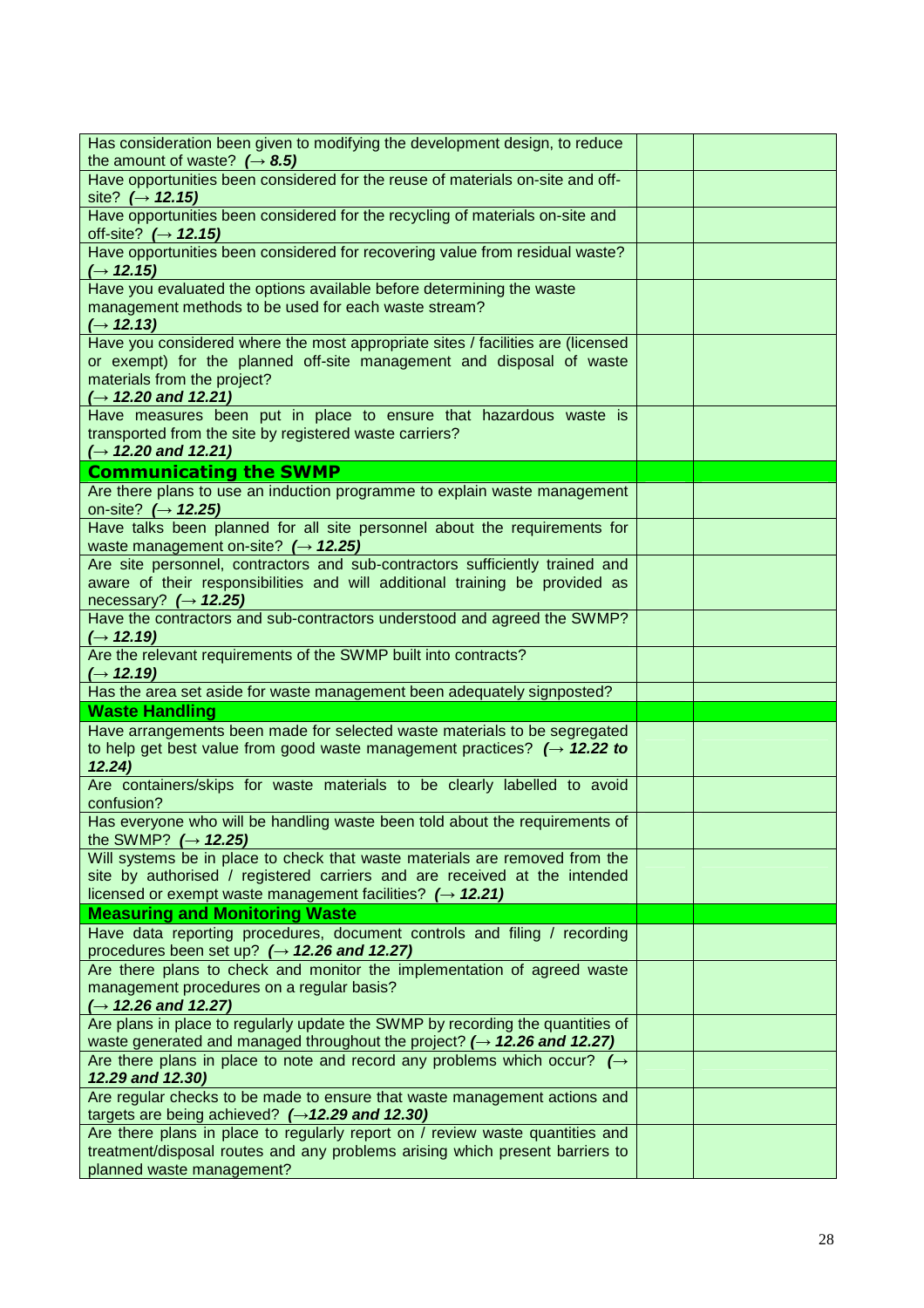| | | |
|---|---|---|
| Has consideration been given to modifying the development design, to reduce the amount of waste? ***(→ 8.5)*** | | |
| Have opportunities been considered for the reuse of materials on-site and off-site? ***(→ 12.15)*** | | |
| Have opportunities been considered for the recycling of materials on-site and off-site? ***(→ 12.15)*** | | |
| Have opportunities been considered for recovering value from residual waste? ***(→ 12.15)*** | | |
| Have you evaluated the options available before determining the waste management methods to be used for each waste stream? ***(→ 12.13)*** | | |
| Have you considered where the most appropriate sites / facilities are (licensed or exempt) for the planned off-site management and disposal of waste materials from the project? ***(→ 12.20 and 12.21)*** | | |
| Have measures been put in place to ensure that hazardous waste is transported from the site by registered waste carriers? ***(→ 12.20 and 12.21)*** | | |
| **Communicating the SWMP** | | |
| Are there plans to use an induction programme to explain waste management on-site? ***(→ 12.25)*** | | |
| Have talks been planned for all site personnel about the requirements for waste management on-site? ***(→ 12.25)*** | | |
| Are site personnel, contractors and sub-contractors sufficiently trained and aware of their responsibilities and will additional training be provided as necessary? ***(→ 12.25)*** | | |
| Have the contractors and sub-contractors understood and agreed the SWMP? ***(→ 12.19)*** | | |
| Are the relevant requirements of the SWMP built into contracts? ***(→ 12.19)*** | | |
| Has the area set aside for waste management been adequately signposted? | | |
| **Waste Handling** | | |
| Have arrangements been made for selected waste materials to be segregated to help get best value from good waste management practices? ***(→ 12.22 to 12.24)*** | | |
| Are containers/skips for waste materials to be clearly labelled to avoid confusion? | | |
| Has everyone who will be handling waste been told about the requirements of the SWMP? ***(→ 12.25)*** | | |
| Will systems be in place to check that waste materials are removed from the site by authorised / registered carriers and are received at the intended licensed or exempt waste management facilities? ***(→ 12.21)*** | | |
| **Measuring and Monitoring Waste** | | |
| Have data reporting procedures, document controls and filing / recording procedures been set up? ***(→ 12.26 and 12.27)*** | | |
| Are there plans to check and monitor the implementation of agreed waste management procedures on a regular basis? ***(→ 12.26 and 12.27)*** | | |
| Are plans in place to regularly update the SWMP by recording the quantities of waste generated and managed throughout the project? ***(→ 12.26 and 12.27)*** | | |
| Are there plans in place to note and record any problems which occur? ***(→ 12.29 and 12.30)*** | | |
| Are regular checks to be made to ensure that waste management actions and targets are being achieved? ***(→12.29 and 12.30)*** | | |
| Are there plans in place to regularly report on / review waste quantities and treatment/disposal routes and any problems arising which present barriers to planned waste management? | | |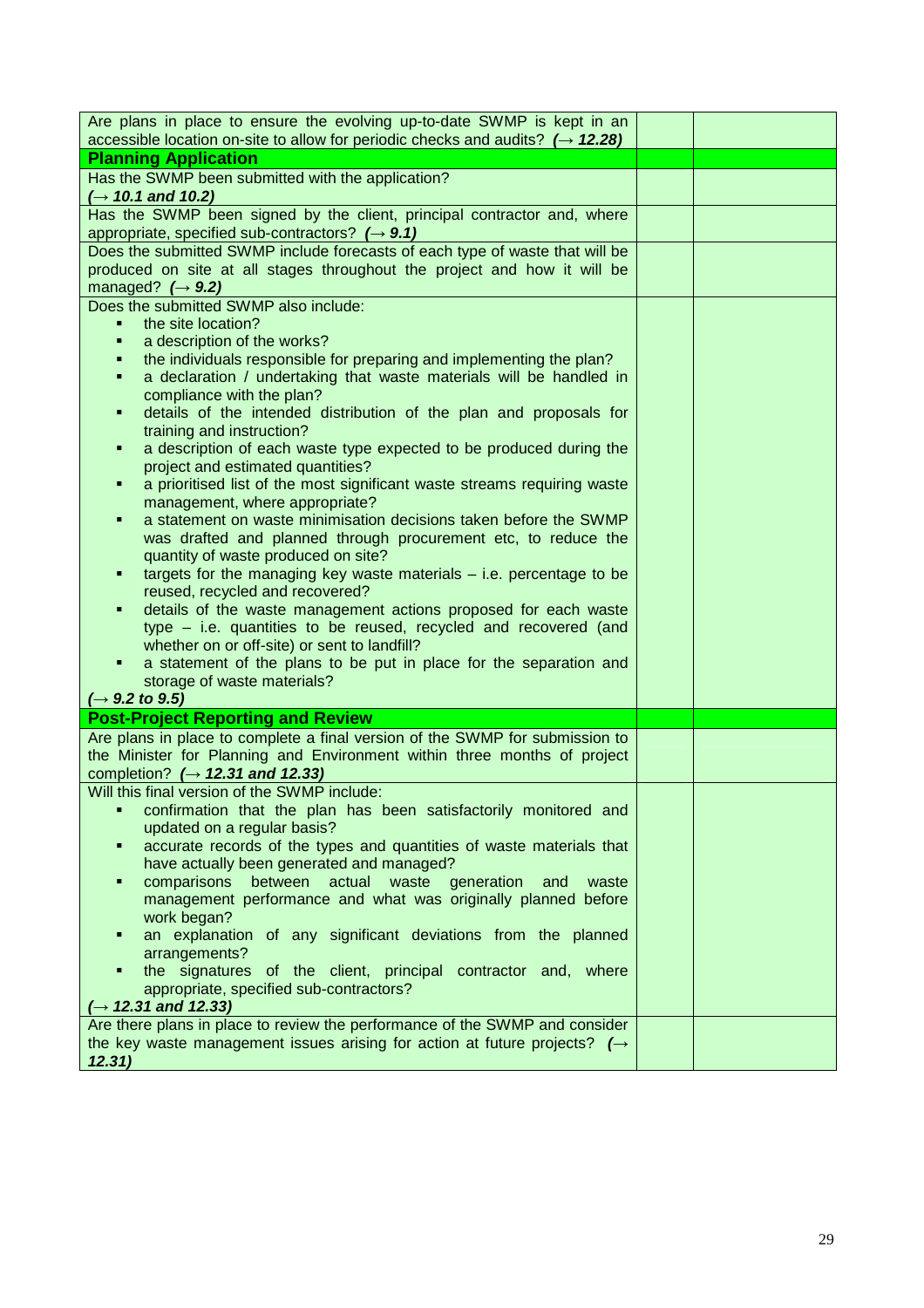| | | |
|---|---|---|
| Are plans in place to ensure the evolving up-to-date SWMP is kept in an accessible location on-site to allow for periodic checks and audits? ***(→ 12.28)*** | | |
| **Planning Application** | | |
| Has the SWMP been submitted with the application? ***(→ 10.1 and 10.2)*** | | |
| Has the SWMP been signed by the client, principal contractor and, where appropriate, specified sub-contractors? ***(→ 9.1)*** | | |
| Does the submitted SWMP include forecasts of each type of waste that will be produced on site at all stages throughout the project and how it will be managed? ***(→ 9.2)*** | | |
| Does the submitted SWMP also include:<br>▪ the site location?<br>▪ a description of the works?<br>▪ the individuals responsible for preparing and implementing the plan?<br>▪ a declaration / undertaking that waste materials will be handled in compliance with the plan?<br>▪ details of the intended distribution of the plan and proposals for training and instruction?<br>▪ a description of each waste type expected to be produced during the project and estimated quantities?<br>▪ a prioritised list of the most significant waste streams requiring waste management, where appropriate?<br>▪ a statement on waste minimisation decisions taken before the SWMP was drafted and planned through procurement etc, to reduce the quantity of waste produced on site?<br>▪ targets for the managing key waste materials – i.e. percentage to be reused, recycled and recovered?<br>▪ details of the waste management actions proposed for each waste type – i.e. quantities to be reused, recycled and recovered (and whether on or off-site) or sent to landfill?<br>▪ a statement of the plans to be put in place for the separation and storage of waste materials?<br>***(→ 9.2 to 9.5)*** | | |
| **Post-Project Reporting and Review** | | |
| Are plans in place to complete a final version of the SWMP for submission to the Minister for Planning and Environment within three months of project completion? ***(→ 12.31 and 12.33)*** | | |
| Will this final version of the SWMP include:<br>▪ confirmation that the plan has been satisfactorily monitored and updated on a regular basis?<br>▪ accurate records of the types and quantities of waste materials that have actually been generated and managed?<br>▪ comparisons between actual waste generation and waste management performance and what was originally planned before work began?<br>▪ an explanation of any significant deviations from the planned arrangements?<br>▪ the signatures of the client, principal contractor and, where appropriate, specified sub-contractors?<br>***(→ 12.31 and 12.33)*** | | |
| Are there plans in place to review the performance of the SWMP and consider the key waste management issues arising for action at future projects? ***(→ 12.31)*** | | |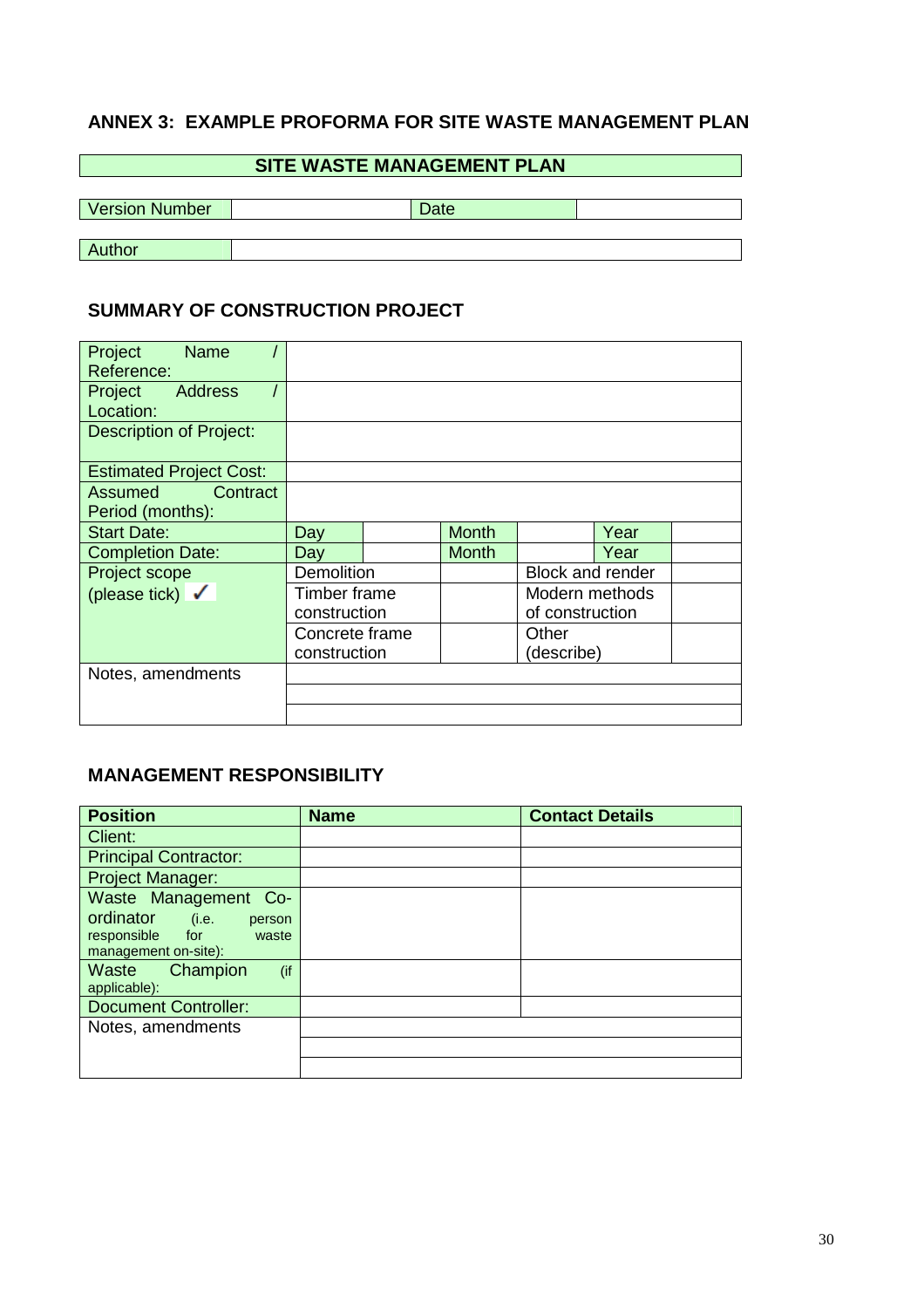## ANNEX 3: EXAMPLE PROFORMA FOR SITE WASTE MANAGEMENT PLAN

| SITE WASTE MANAGEMENT PLAN |
|---|

| Version Number | | Date | |
|---|---|---|---|

| Author | |
|---|---|

### SUMMARY OF CONSTRUCTION PROJECT

| Project Name / Reference: | | | | | | |
|---|---|---|---|---|---|---|
| Project Address / Location: | | | | | | |
| Description of Project: | | | | | | |
| Estimated Project Cost: | | | | | | |
| Assumed Contract Period (months): | | | | | | |
| Start Date: | Day | | Month | | Year | |
| Completion Date: | Day | | Month | | Year | |
| Project scope (please tick) ✓ | Demolition | | | Block and render | | |
| | Timber frame construction | | | Modern methods of construction | | |
| | Concrete frame construction | | | Other (describe) | | |
| Notes, amendments | | | | | | |
| | | | | | | |
| | | | | | | |

### MANAGEMENT RESPONSIBILITY

| Position | Name | Contact Details |
|---|---|---|
| Client: | | |
| Principal Contractor: | | |
| Project Manager: | | |
| Waste Management Co-ordinator (i.e. person responsible for waste management on-site): | | |
| Waste Champion (if applicable): | | |
| Document Controller: | | |
| Notes, amendments | | |
| | | |
| | | |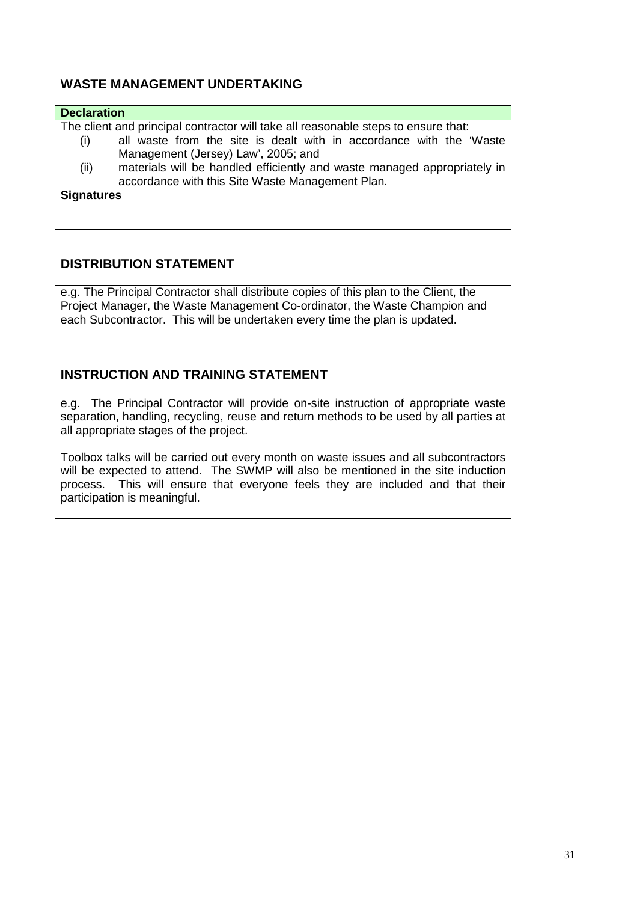## WASTE MANAGEMENT UNDERTAKING

| **Declaration** |
|---|
| The client and principal contractor will take all reasonable steps to ensure that:<br>(i) all waste from the site is dealt with in accordance with the 'Waste Management (Jersey) Law', 2005; and<br>(ii) materials will be handled efficiently and waste managed appropriately in accordance with this Site Waste Management Plan. |
| **Signatures** |
| |

## DISTRIBUTION STATEMENT

e.g. The Principal Contractor shall distribute copies of this plan to the Client, the Project Manager, the Waste Management Co-ordinator, the Waste Champion and each Subcontractor. This will be undertaken every time the plan is updated.

## INSTRUCTION AND TRAINING STATEMENT

e.g. The Principal Contractor will provide on-site instruction of appropriate waste separation, handling, recycling, reuse and return methods to be used by all parties at all appropriate stages of the project.

Toolbox talks will be carried out every month on waste issues and all subcontractors will be expected to attend. The SWMP will also be mentioned in the site induction process. This will ensure that everyone feels they are included and that their participation is meaningful.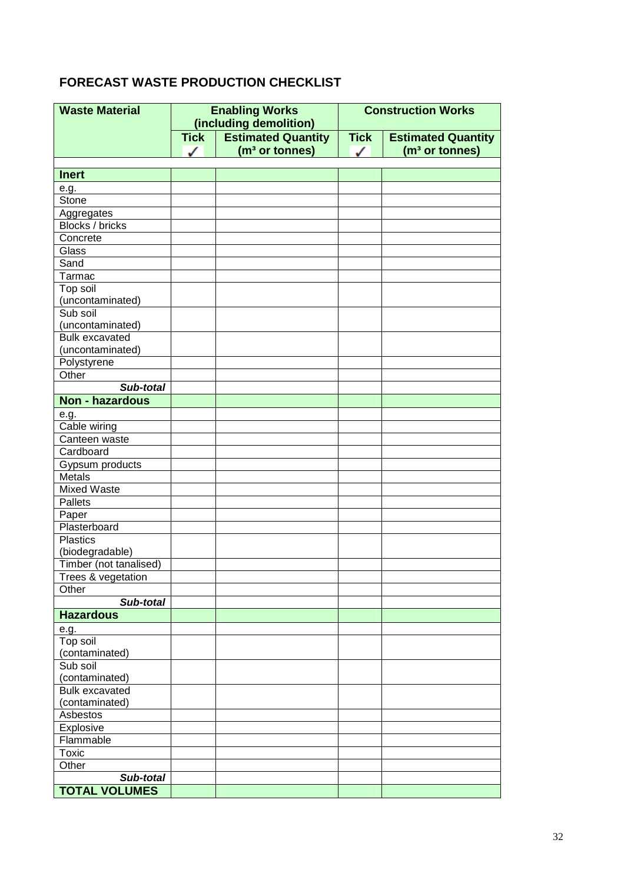## FORECAST WASTE PRODUCTION CHECKLIST

| Waste Material | Enabling Works (including demolition) | | Construction Works | |
|---|---|---|---|---|
| | Tick ✓ | Estimated Quantity ($m^3$ or tonnes) | Tick ✓ | Estimated Quantity ($m^3$ or tonnes) |
| | | | | |
| **Inert** | | | | |
| e.g. | | | | |
| Stone | | | | |
| Aggregates | | | | |
| Blocks / bricks | | | | |
| Concrete | | | | |
| Glass | | | | |
| Sand | | | | |
| Tarmac | | | | |
| Top soil (uncontaminated) | | | | |
| Sub soil (uncontaminated) | | | | |
| Bulk excavated (uncontaminated) | | | | |
| Polystyrene | | | | |
| Other | | | | |
| ***Sub-total*** | | | | |
| **Non - hazardous** | | | | |
| e.g. | | | | |
| Cable wiring | | | | |
| Canteen waste | | | | |
| Cardboard | | | | |
| Gypsum products | | | | |
| Metals | | | | |
| Mixed Waste | | | | |
| Pallets | | | | |
| Paper | | | | |
| Plasterboard | | | | |
| Plastics (biodegradable) | | | | |
| Timber (not tanalised) | | | | |
| Trees & vegetation | | | | |
| Other | | | | |
| ***Sub-total*** | | | | |
| **Hazardous** | | | | |
| e.g. | | | | |
| Top soil (contaminated) | | | | |
| Sub soil (contaminated) | | | | |
| Bulk excavated (contaminated) | | | | |
| Asbestos | | | | |
| Explosive | | | | |
| Flammable | | | | |
| Toxic | | | | |
| Other | | | | |
| ***Sub-total*** | | | | |
| **TOTAL VOLUMES** | | | | |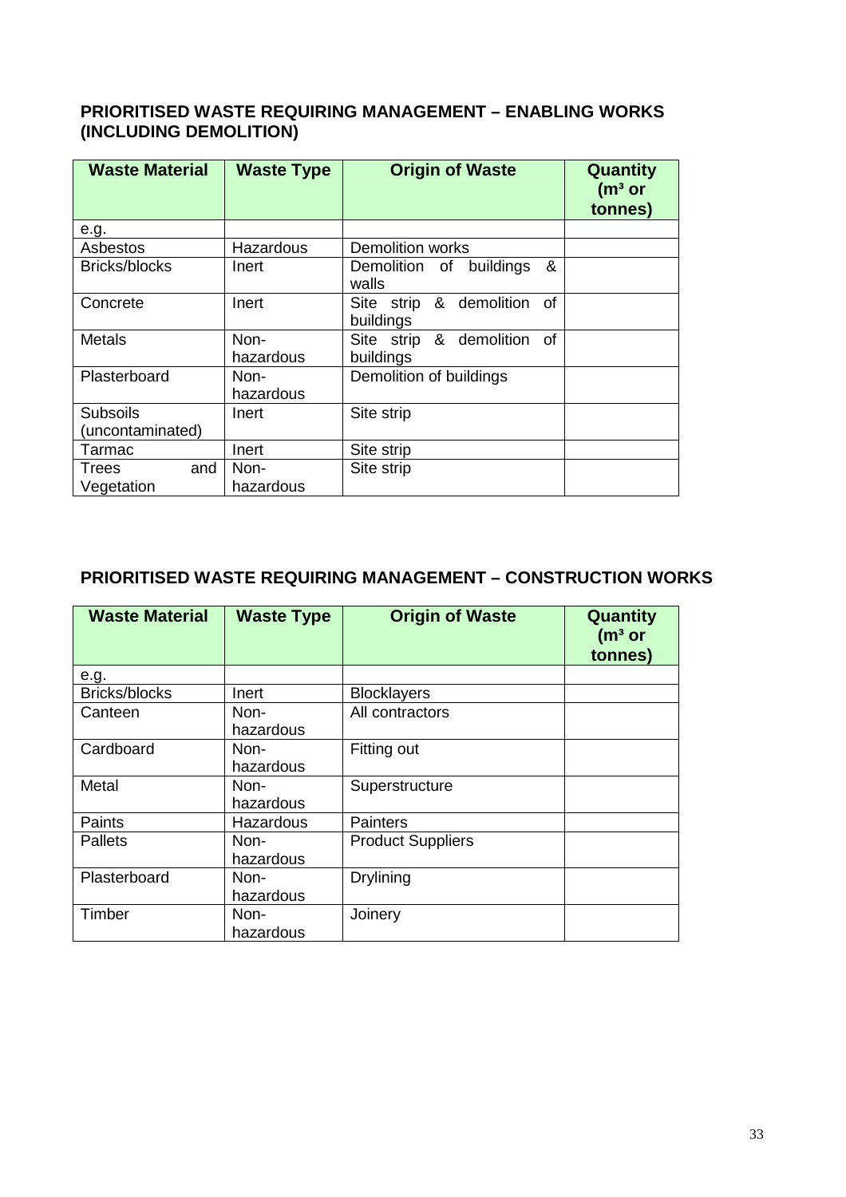## PRIORITISED WASTE REQUIRING MANAGEMENT – ENABLING WORKS (INCLUDING DEMOLITION)

| Waste Material | Waste Type | Origin of Waste | Quantity ($m^3$ or tonnes) |
|---|---|---|---|
| e.g. | | | |
| Asbestos | Hazardous | Demolition works | |
| Bricks/blocks | Inert | Demolition of buildings & walls | |
| Concrete | Inert | Site strip & demolition of buildings | |
| Metals | Non-hazardous | Site strip & demolition of buildings | |
| Plasterboard | Non-hazardous | Demolition of buildings | |
| Subsoils (uncontaminated) | Inert | Site strip | |
| Tarmac | Inert | Site strip | |
| Trees and Vegetation | Non-hazardous | Site strip | |

## PRIORITISED WASTE REQUIRING MANAGEMENT – CONSTRUCTION WORKS

| Waste Material | Waste Type | Origin of Waste | Quantity ($m^3$ or tonnes) |
|---|---|---|---|
| e.g. | | | |
| Bricks/blocks | Inert | Blocklayers | |
| Canteen | Non-hazardous | All contractors | |
| Cardboard | Non-hazardous | Fitting out | |
| Metal | Non-hazardous | Superstructure | |
| Paints | Hazardous | Painters | |
| Pallets | Non-hazardous | Product Suppliers | |
| Plasterboard | Non-hazardous | Drylining | |
| Timber | Non-hazardous | Joinery | |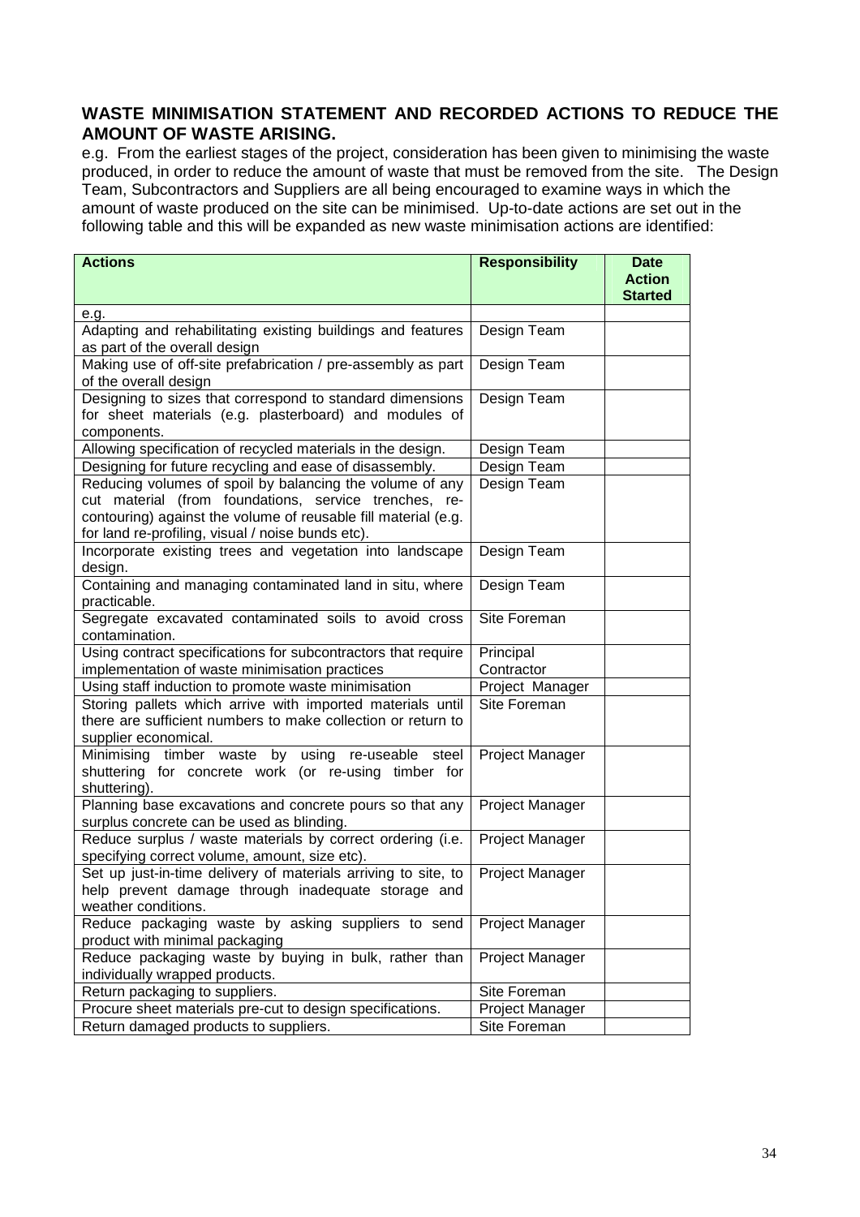## WASTE MINIMISATION STATEMENT AND RECORDED ACTIONS TO REDUCE THE AMOUNT OF WASTE ARISING.

e.g. From the earliest stages of the project, consideration has been given to minimising the waste produced, in order to reduce the amount of waste that must be removed from the site. The Design Team, Subcontractors and Suppliers are all being encouraged to examine ways in which the amount of waste produced on the site can be minimised. Up-to-date actions are set out in the following table and this will be expanded as new waste minimisation actions are identified:

| Actions | Responsibility | Date Action Started |
|---|---|---|
| e.g. | | |
| Adapting and rehabilitating existing buildings and features as part of the overall design | Design Team | |
| Making use of off-site prefabrication / pre-assembly as part of the overall design | Design Team | |
| Designing to sizes that correspond to standard dimensions for sheet materials (e.g. plasterboard) and modules of components. | Design Team | |
| Allowing specification of recycled materials in the design. | Design Team | |
| Designing for future recycling and ease of disassembly. | Design Team | |
| Reducing volumes of spoil by balancing the volume of any cut material (from foundations, service trenches, re-contouring) against the volume of reusable fill material (e.g. for land re-profiling, visual / noise bunds etc). | Design Team | |
| Incorporate existing trees and vegetation into landscape design. | Design Team | |
| Containing and managing contaminated land in situ, where practicable. | Design Team | |
| Segregate excavated contaminated soils to avoid cross contamination. | Site Foreman | |
| Using contract specifications for subcontractors that require implementation of waste minimisation practices | Principal Contractor | |
| Using staff induction to promote waste minimisation | Project Manager | |
| Storing pallets which arrive with imported materials until there are sufficient numbers to make collection or return to supplier economical. | Site Foreman | |
| Minimising timber waste by using re-useable steel shuttering for concrete work (or re-using timber for shuttering). | Project Manager | |
| Planning base excavations and concrete pours so that any surplus concrete can be used as blinding. | Project Manager | |
| Reduce surplus / waste materials by correct ordering (i.e. specifying correct volume, amount, size etc). | Project Manager | |
| Set up just-in-time delivery of materials arriving to site, to help prevent damage through inadequate storage and weather conditions. | Project Manager | |
| Reduce packaging waste by asking suppliers to send product with minimal packaging | Project Manager | |
| Reduce packaging waste by buying in bulk, rather than individually wrapped products. | Project Manager | |
| Return packaging to suppliers. | Site Foreman | |
| Procure sheet materials pre-cut to design specifications. | Project Manager | |
| Return damaged products to suppliers. | Site Foreman | |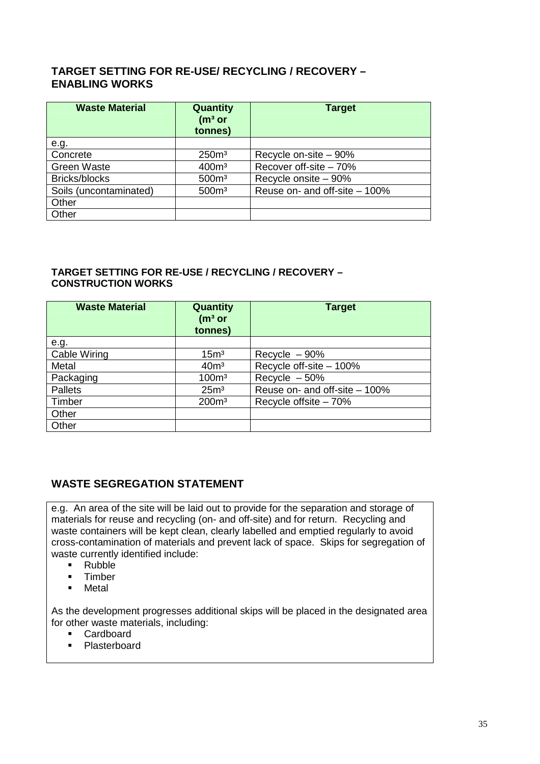## TARGET SETTING FOR RE-USE/ RECYCLING / RECOVERY – ENABLING WORKS

| Waste Material | Quantity ($m^3$ or tonnes) | Target |
|---|---|---|
| e.g. | | |
| Concrete | 250$m^3$ | Recycle on-site – 90% |
| Green Waste | 400$m^3$ | Recover off-site – 70% |
| Bricks/blocks | 500$m^3$ | Recycle onsite – 90% |
| Soils (uncontaminated) | 500$m^3$ | Reuse on- and off-site – 100% |
| Other | | |
| Other | | |

### TARGET SETTING FOR RE-USE / RECYCLING / RECOVERY – CONSTRUCTION WORKS

| Waste Material | Quantity ($m^3$ or tonnes) | Target |
|---|---|---|
| e.g. | | |
| Cable Wiring | 15$m^3$ | Recycle – 90% |
| Metal | 40$m^3$ | Recycle off-site – 100% |
| Packaging | 100$m^3$ | Recycle – 50% |
| Pallets | 25$m^3$ | Reuse on- and off-site – 100% |
| Timber | 200$m^3$ | Recycle offsite – 70% |
| Other | | |
| Other | | |

## WASTE SEGREGATION STATEMENT

e.g. An area of the site will be laid out to provide for the separation and storage of materials for reuse and recycling (on- and off-site) and for return. Recycling and waste containers will be kept clean, clearly labelled and emptied regularly to avoid cross-contamination of materials and prevent lack of space. Skips for segregation of waste currently identified include:

- Rubble
- Timber
- Metal

As the development progresses additional skips will be placed in the designated area for other waste materials, including:

- Cardboard
- Plasterboard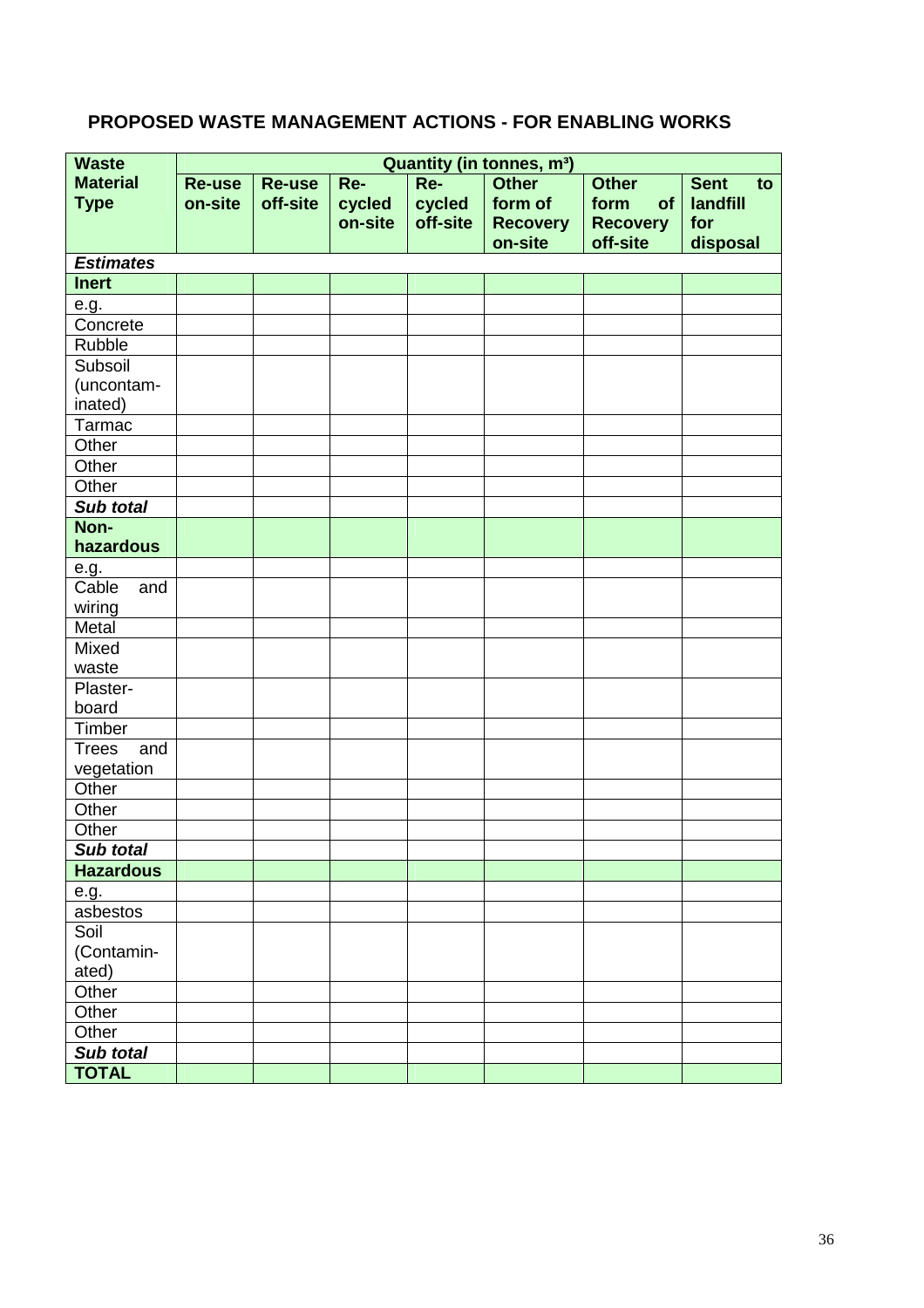## PROPOSED WASTE MANAGEMENT ACTIONS - FOR ENABLING WORKS

| Waste Material Type | Quantity (in tonnes, m³) | | | | | | |
|---|---|---|---|---|---|---|---|
| | **Re-use on-site** | **Re-use off-site** | **Re-cycled on-site** | **Re-cycled off-site** | **Other form of Recovery on-site** | **Other form of Recovery off-site** | **Sent to landfill for disposal** |
| ***Estimates*** | | | | | | | |
| **Inert** | | | | | | | |
| e.g. | | | | | | | |
| Concrete | | | | | | | |
| Rubble | | | | | | | |
| Subsoil (uncontam-inated) | | | | | | | |
| Tarmac | | | | | | | |
| Other | | | | | | | |
| Other | | | | | | | |
| Other | | | | | | | |
| ***Sub total*** | | | | | | | |
| **Non-hazardous** | | | | | | | |
| e.g. | | | | | | | |
| Cable and wiring | | | | | | | |
| Metal | | | | | | | |
| Mixed waste | | | | | | | |
| Plaster-board | | | | | | | |
| Timber | | | | | | | |
| Trees and vegetation | | | | | | | |
| Other | | | | | | | |
| Other | | | | | | | |
| Other | | | | | | | |
| ***Sub total*** | | | | | | | |
| **Hazardous** | | | | | | | |
| e.g. | | | | | | | |
| asbestos | | | | | | | |
| Soil (Contamin-ated) | | | | | | | |
| Other | | | | | | | |
| Other | | | | | | | |
| Other | | | | | | | |
| ***Sub total*** | | | | | | | |
| **TOTAL** | | | | | | | |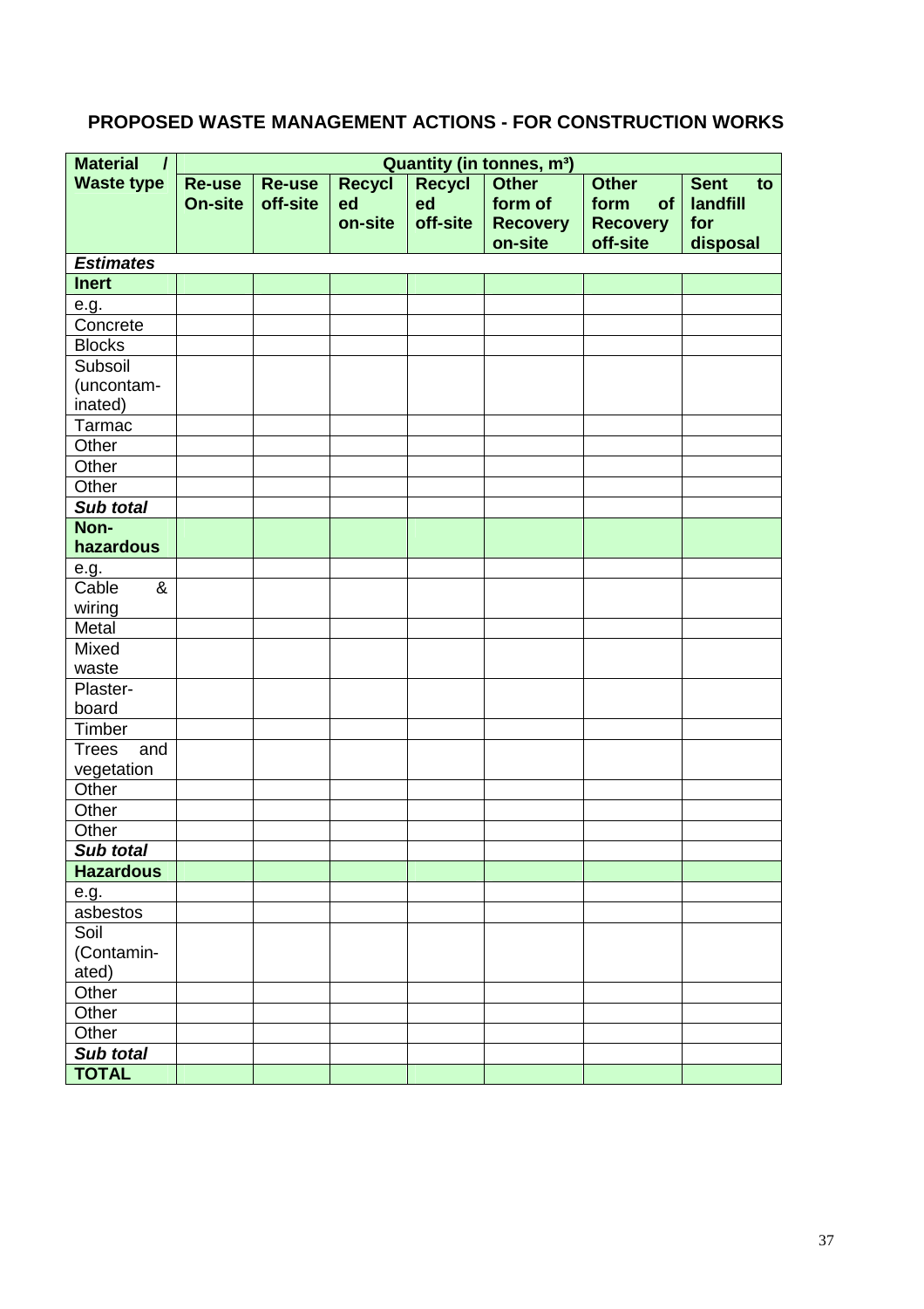## PROPOSED WASTE MANAGEMENT ACTIONS - FOR CONSTRUCTION WORKS

| **Material / Waste type** | **Quantity (in tonnes, m³)** | | | | | | |
|---|---|---|---|---|---|---|---|
| | **Re-use On-site** | **Re-use off-site** | **Recycled on-site** | **Recycled off-site** | **Other form of Recovery on-site** | **Other form of Recovery off-site** | **Sent to landfill for disposal** |
| ***Estimates*** | | | | | | | |
| **Inert** | | | | | | | |
| e.g. | | | | | | | |
| Concrete | | | | | | | |
| Blocks | | | | | | | |
| Subsoil (uncontaminated) | | | | | | | |
| Tarmac | | | | | | | |
| Other | | | | | | | |
| Other | | | | | | | |
| Other | | | | | | | |
| ***Sub total*** | | | | | | | |
| **Non-hazardous** | | | | | | | |
| e.g. | | | | | | | |
| Cable & wiring | | | | | | | |
| Metal | | | | | | | |
| Mixed waste | | | | | | | |
| Plaster-board | | | | | | | |
| Timber | | | | | | | |
| Trees and vegetation | | | | | | | |
| Other | | | | | | | |
| Other | | | | | | | |
| Other | | | | | | | |
| ***Sub total*** | | | | | | | |
| **Hazardous** | | | | | | | |
| e.g. | | | | | | | |
| asbestos | | | | | | | |
| Soil (Contaminated) | | | | | | | |
| Other | | | | | | | |
| Other | | | | | | | |
| Other | | | | | | | |
| ***Sub total*** | | | | | | | |
| **TOTAL** | | | | | | | |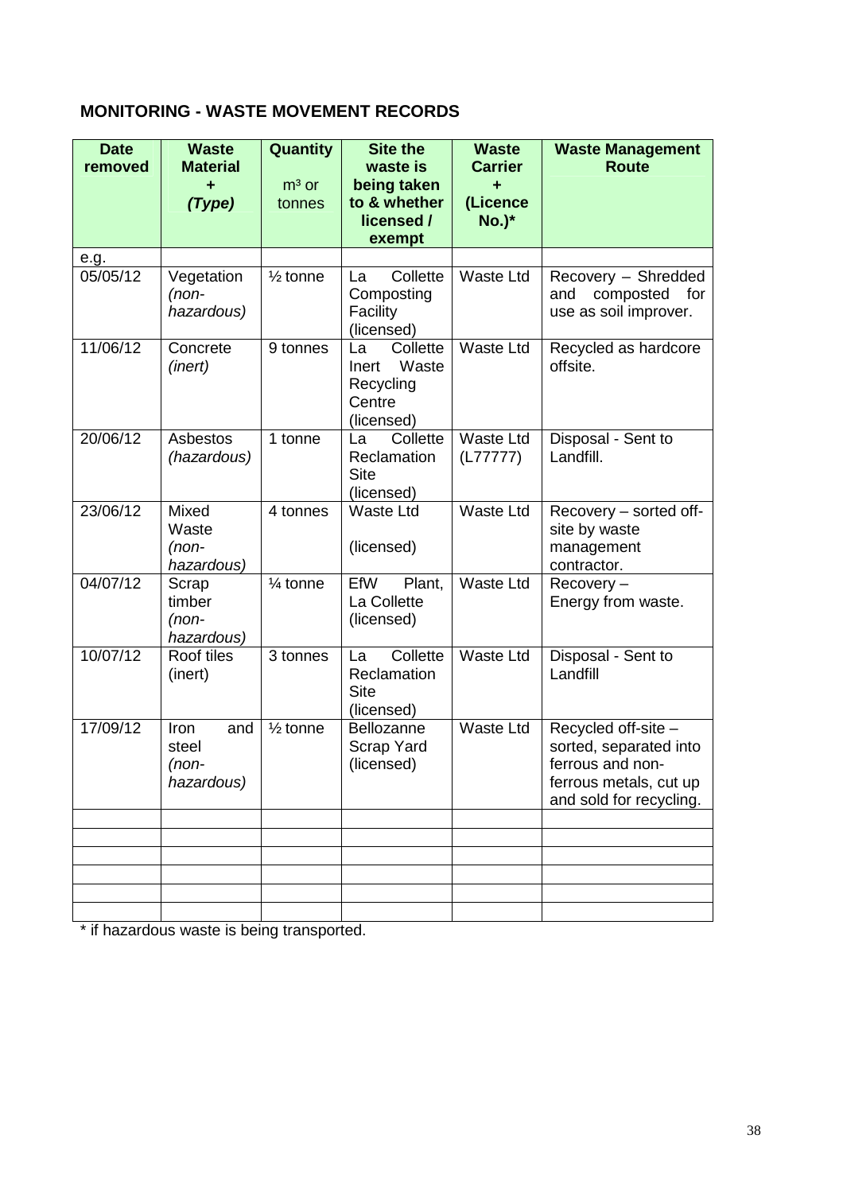## MONITORING - WASTE MOVEMENT RECORDS

| Date removed | Waste Material + *(Type)* | Quantity m³ or tonnes | Site the waste is being taken to & whether licensed / exempt | Waste Carrier + (Licence No.)* | Waste Management Route |
|---|---|---|---|---|---|
| e.g. | | | | | |
| 05/05/12 | Vegetation *(non-hazardous)* | ½ tonne | La Collette Composting Facility (licensed) | Waste Ltd | Recovery – Shredded and composted for use as soil improver. |
| 11/06/12 | Concrete *(inert)* | 9 tonnes | La Collette Inert Waste Recycling Centre (licensed) | Waste Ltd | Recycled as hardcore offsite. |
| 20/06/12 | Asbestos *(hazardous)* | 1 tonne | La Collette Reclamation Site (licensed) | Waste Ltd (L77777) | Disposal - Sent to Landfill. |
| 23/06/12 | Mixed Waste *(non-hazardous)* | 4 tonnes | Waste Ltd (licensed) | Waste Ltd | Recovery – sorted off-site by waste management contractor. |
| 04/07/12 | Scrap timber *(non-hazardous)* | ¼ tonne | EfW Plant, La Collette (licensed) | Waste Ltd | Recovery – Energy from waste. |
| 10/07/12 | Roof tiles (inert) | 3 tonnes | La Collette Reclamation Site (licensed) | Waste Ltd | Disposal - Sent to Landfill |
| 17/09/12 | Iron and steel *(non-hazardous)* | ½ tonne | Bellozanne Scrap Yard (licensed) | Waste Ltd | Recycled off-site – sorted, separated into ferrous and non-ferrous metals, cut up and sold for recycling. |
| | | | | | |
| | | | | | |
| | | | | | |
| | | | | | |
| | | | | | |
| | | | | | |

* if hazardous waste is being transported.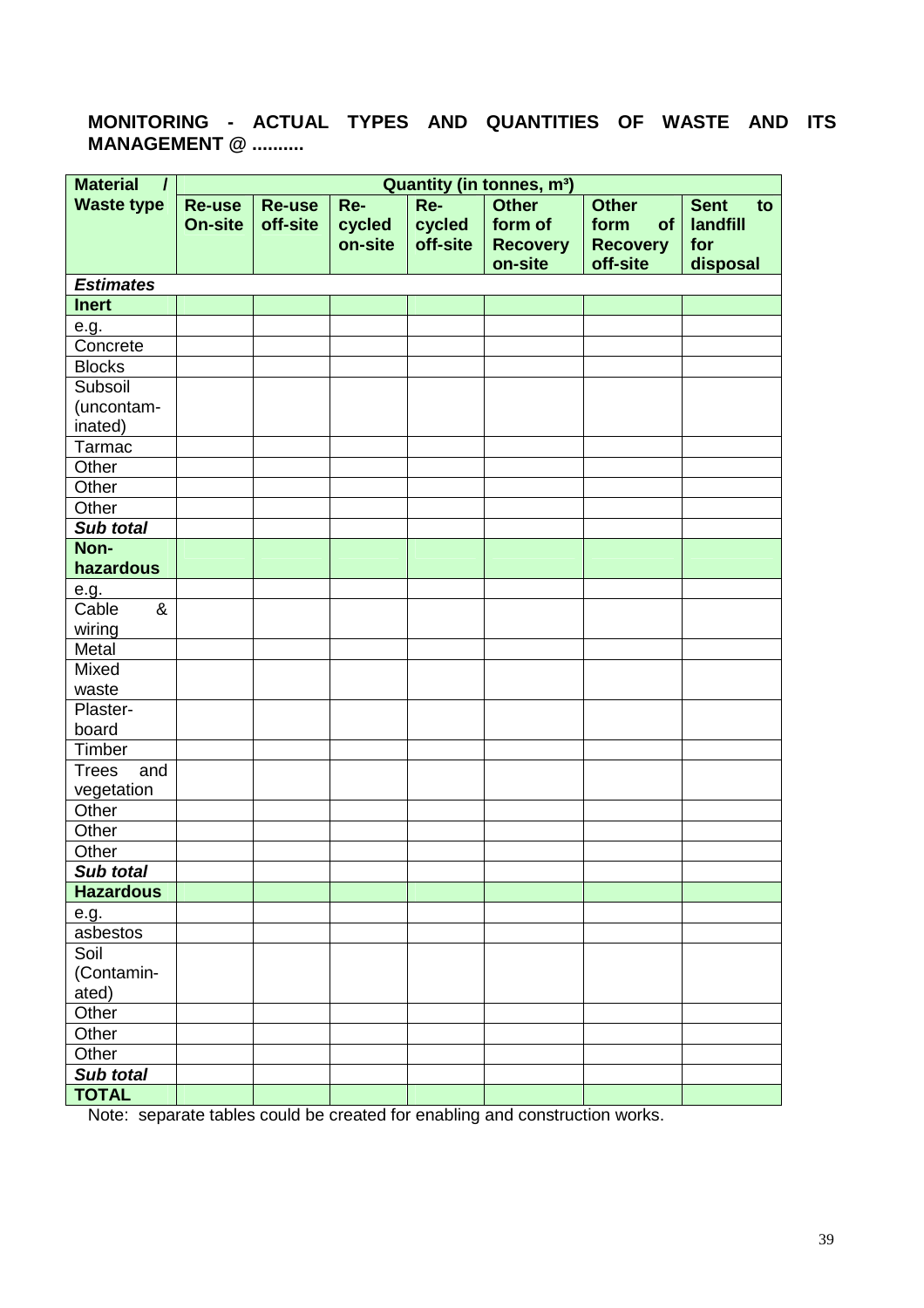**MONITORING - ACTUAL TYPES AND QUANTITIES OF WASTE AND ITS MANAGEMENT @ ..........**

| **Material / Waste type** | **Quantity (in tonnes, m³)** | | | | | | |
|---|---|---|---|---|---|---|---|
| | **Re-use On-site** | **Re-use off-site** | **Re-cycled on-site** | **Re-cycled off-site** | **Other form of Recovery on-site** | **Other form of Recovery off-site** | **Sent to landfill for disposal** |
| ***Estimates*** | | | | | | | |
| **Inert** | | | | | | | |
| e.g. | | | | | | | |
| Concrete | | | | | | | |
| Blocks | | | | | | | |
| Subsoil (uncontam-inated) | | | | | | | |
| Tarmac | | | | | | | |
| Other | | | | | | | |
| Other | | | | | | | |
| Other | | | | | | | |
| ***Sub total*** | | | | | | | |
| **Non-hazardous** | | | | | | | |
| e.g. | | | | | | | |
| Cable & wiring | | | | | | | |
| Metal | | | | | | | |
| Mixed waste | | | | | | | |
| Plaster-board | | | | | | | |
| Timber | | | | | | | |
| Trees and vegetation | | | | | | | |
| Other | | | | | | | |
| Other | | | | | | | |
| Other | | | | | | | |
| ***Sub total*** | | | | | | | |
| **Hazardous** | | | | | | | |
| e.g. | | | | | | | |
| asbestos | | | | | | | |
| Soil (Contamin-ated) | | | | | | | |
| Other | | | | | | | |
| Other | | | | | | | |
| Other | | | | | | | |
| ***Sub total*** | | | | | | | |
| **TOTAL** | | | | | | | |

Note: separate tables could be created for enabling and construction works.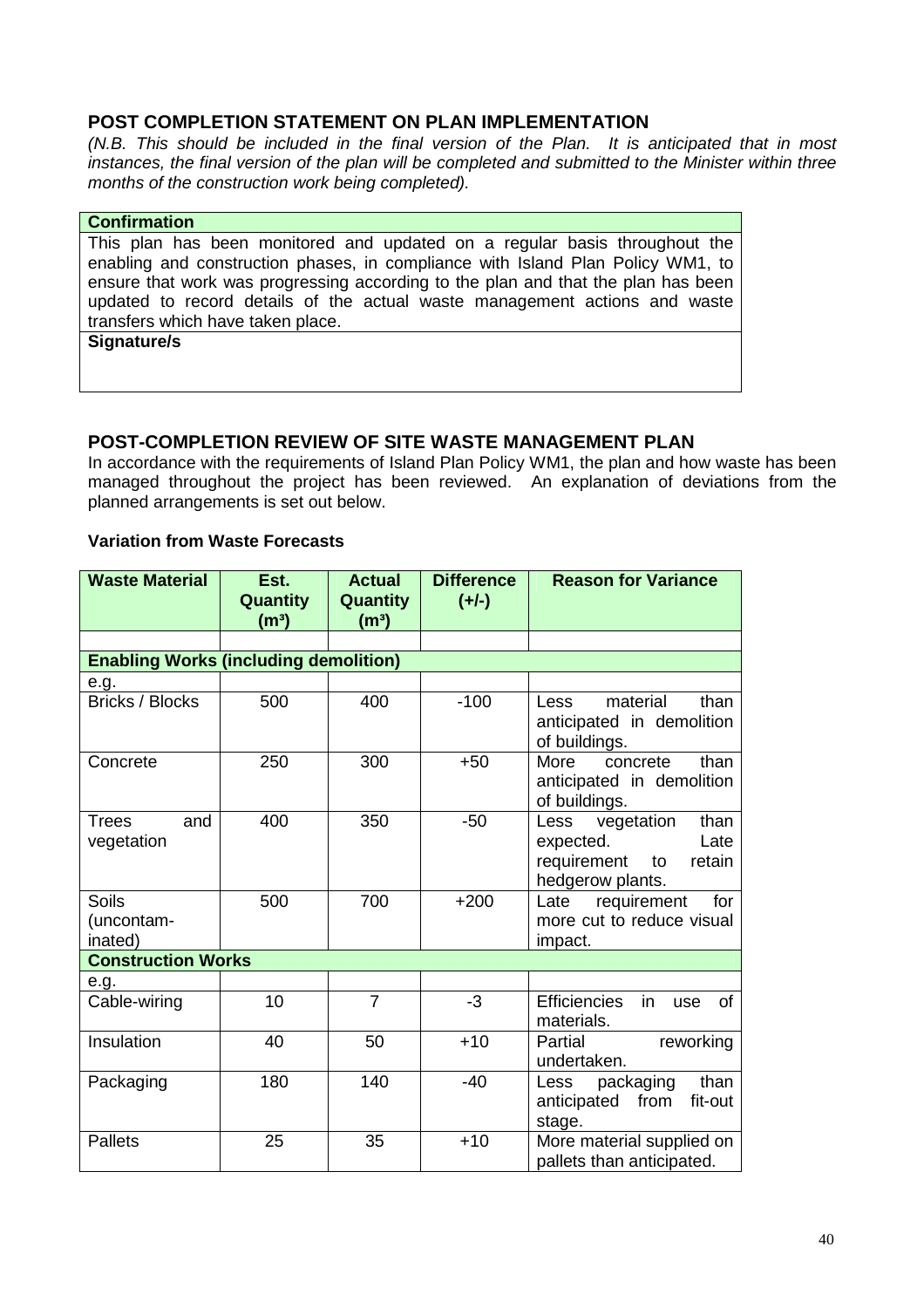## POST COMPLETION STATEMENT ON PLAN IMPLEMENTATION

*(N.B. This should be included in the final version of the Plan. It is anticipated that in most instances, the final version of the plan will be completed and submitted to the Minister within three months of the construction work being completed).*

| **Confirmation** |
|---|
| This plan has been monitored and updated on a regular basis throughout the enabling and construction phases, in compliance with Island Plan Policy WM1, to ensure that work was progressing according to the plan and that the plan has been updated to record details of the actual waste management actions and waste transfers which have taken place. |
| **Signature/s** |
| |

## POST-COMPLETION REVIEW OF SITE WASTE MANAGEMENT PLAN

In accordance with the requirements of Island Plan Policy WM1, the plan and how waste has been managed throughout the project has been reviewed. An explanation of deviations from the planned arrangements is set out below.

**Variation from Waste Forecasts**

| Waste Material | Est. Quantity ($m^3$) | Actual Quantity ($m^3$) | Difference (+/-) | Reason for Variance |
|---|---|---|---|---|
| | | | | |
| **Enabling Works (including demolition)** | | | | |
| e.g. | | | | |
| Bricks / Blocks | 500 | 400 | -100 | Less material than anticipated in demolition of buildings. |
| Concrete | 250 | 300 | +50 | More concrete than anticipated in demolition of buildings. |
| Trees and vegetation | 400 | 350 | -50 | Less vegetation than expected. Late requirement to retain hedgerow plants. |
| Soils (uncontam-inated) | 500 | 700 | +200 | Late requirement for more cut to reduce visual impact. |
| **Construction Works** | | | | |
| e.g. | | | | |
| Cable-wiring | 10 | 7 | -3 | Efficiencies in use of materials. |
| Insulation | 40 | 50 | +10 | Partial reworking undertaken. |
| Packaging | 180 | 140 | -40 | Less packaging than anticipated from fit-out stage. |
| Pallets | 25 | 35 | +10 | More material supplied on pallets than anticipated. |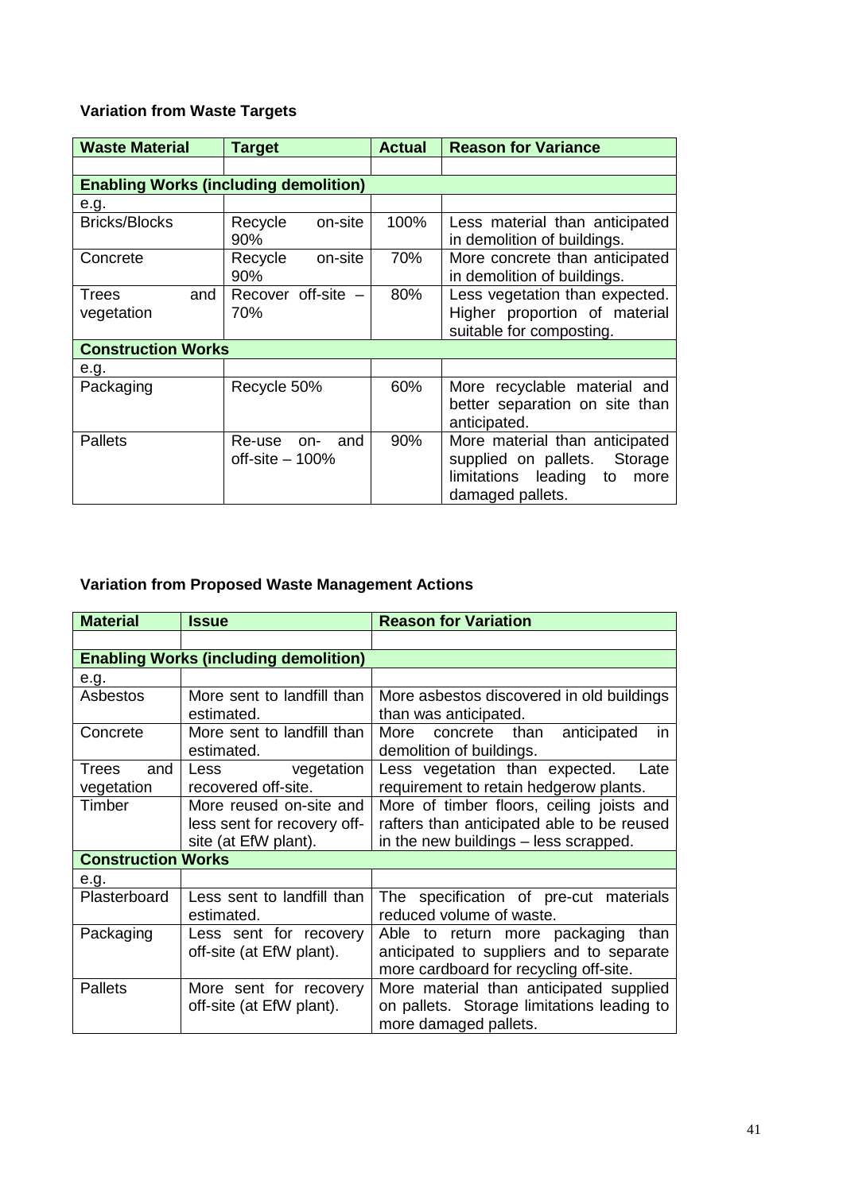**Variation from Waste Targets**

| Waste Material | Target | Actual | Reason for Variance |
|---|---|---|---|
| | | | |
| **Enabling Works (including demolition)** | | | |
| e.g. | | | |
| Bricks/Blocks | Recycle on-site 90% | 100% | Less material than anticipated in demolition of buildings. |
| Concrete | Recycle on-site 90% | 70% | More concrete than anticipated in demolition of buildings. |
| Trees and vegetation | Recover off-site – 70% | 80% | Less vegetation than expected. Higher proportion of material suitable for composting. |
| **Construction Works** | | | |
| e.g. | | | |
| Packaging | Recycle 50% | 60% | More recyclable material and better separation on site than anticipated. |
| Pallets | Re-use on- and off-site – 100% | 90% | More material than anticipated supplied on pallets. Storage limitations leading to more damaged pallets. |

**Variation from Proposed Waste Management Actions**

| Material | Issue | Reason for Variation |
|---|---|---|
| | | |
| **Enabling Works (including demolition)** | | |
| e.g. | | |
| Asbestos | More sent to landfill than estimated. | More asbestos discovered in old buildings than was anticipated. |
| Concrete | More sent to landfill than estimated. | More concrete than anticipated in demolition of buildings. |
| Trees and vegetation | Less vegetation recovered off-site. | Less vegetation than expected. Late requirement to retain hedgerow plants. |
| Timber | More reused on-site and less sent for recovery off-site (at EfW plant). | More of timber floors, ceiling joists and rafters than anticipated able to be reused in the new buildings – less scrapped. |
| **Construction Works** | | |
| e.g. | | |
| Plasterboard | Less sent to landfill than estimated. | The specification of pre-cut materials reduced volume of waste. |
| Packaging | Less sent for recovery off-site (at EfW plant). | Able to return more packaging than anticipated to suppliers and to separate more cardboard for recycling off-site. |
| Pallets | More sent for recovery off-site (at EfW plant). | More material than anticipated supplied on pallets. Storage limitations leading to more damaged pallets. |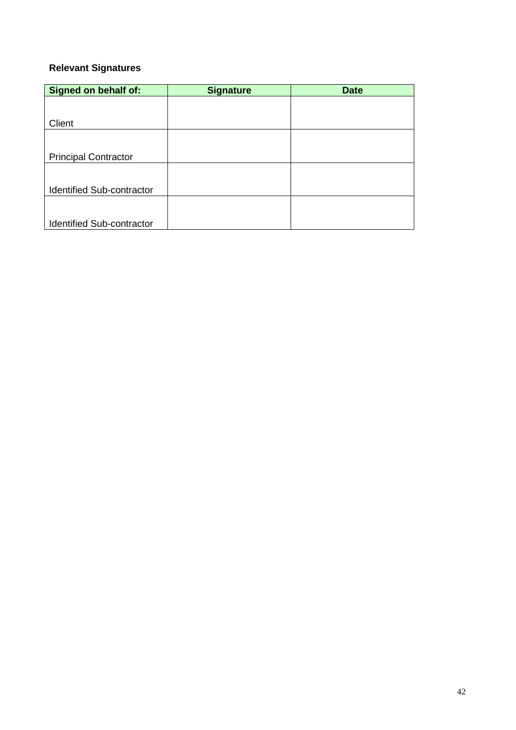**Relevant Signatures**

| Signed on behalf of: | Signature | Date |
|---|---|---|
| Client | | |
| Principal Contractor | | |
| Identified Sub-contractor | | |
| Identified Sub-contractor | | |